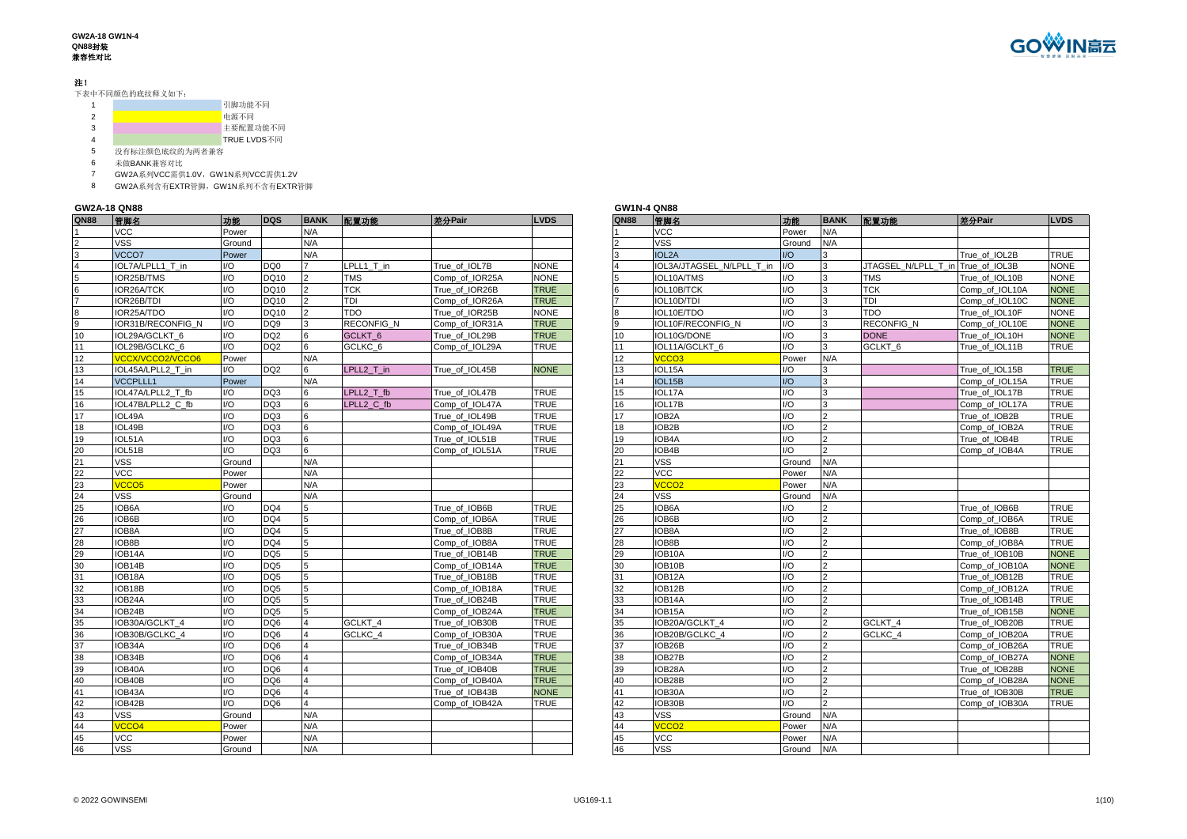**GW2A-18 GW1N-4**
**QN88封装**
**兼容性对比**

**注！**

下表中不同颜色的底纹释义如下：

1. （浅蓝色底纹）引脚功能不同
2. （黄色底纹）电源不同
3. （粉色底纹）主要配置功能不同
4. （绿色底纹）TRUE LVDS不同
5. 没有标注颜色底纹的为两者兼容
6. 未做BANK兼容对比
7. GW2A系列VCC需供1.0V，GW1N系列VCC需供1.2V
8. GW2A系列含有EXTR管脚，GW1N系列不含有EXTR管脚

## GW2A-18 QN88

| QN88 | 管脚名 | 功能 | DQS | BANK | 配置功能 | 差分Pair | LVDS |
|---|---|---|---|---|---|---|---|
| 1 | VCC | Power | | N/A | | | |
| 2 | VSS | Ground | | N/A | | | |
| 3 | VCCO7 | Power | | N/A | | | |
| 4 | IOL7A/LPLL1_T_in | I/O | DQ0 | 7 | LPLL1_T_in | True_of_IOL7B | NONE |
| 5 | IOR25B/TMS | I/O | DQ10 | 2 | TMS | Comp_of_IOR25A | NONE |
| 6 | IOR26A/TCK | I/O | DQ10 | 2 | TCK | True_of_IOR26B | TRUE |
| 7 | IOR26B/TDI | I/O | DQ10 | 2 | TDI | Comp_of_IOR26A | TRUE |
| 8 | IOR25A/TDO | I/O | DQ10 | 2 | TDO | True_of_IOR25B | NONE |
| 9 | IOR31B/RECONFIG_N | I/O | DQ9 | 3 | RECONFIG_N | Comp_of_IOR31A | TRUE |
| 10 | IOL29A/GCLKT_6 | I/O | DQ2 | 6 | GCLKT_6 | True_of_IOL29B | TRUE |
| 11 | IOL29B/GCLKC_6 | I/O | DQ2 | 6 | GCLKC_6 | Comp_of_IOL29A | TRUE |
| 12 | VCCX/VCCO2/VCCO6 | Power | | N/A | | | |
| 13 | IOL45A/LPLL2_T_in | I/O | DQ2 | 6 | LPLL2_T_in | True_of_IOL45B | NONE |
| 14 | VCCPLLL1 | Power | | N/A | | | |
| 15 | IOL47A/LPLL2_T_fb | I/O | DQ3 | 6 | LPLL2_T_fb | True_of_IOL47B | TRUE |
| 16 | IOL47B/LPLL2_C_fb | I/O | DQ3 | 6 | LPLL2_C_fb | Comp_of_IOL47A | TRUE |
| 17 | IOL49A | I/O | DQ3 | 6 | | True_of_IOL49B | TRUE |
| 18 | IOL49B | I/O | DQ3 | 6 | | Comp_of_IOL49A | TRUE |
| 19 | IOL51A | I/O | DQ3 | 6 | | True_of_IOL51B | TRUE |
| 20 | IOL51B | I/O | DQ3 | 6 | | Comp_of_IOL51A | TRUE |
| 21 | VSS | Ground | | N/A | | | |
| 22 | VCC | Power | | N/A | | | |
| 23 | VCCO5 | Power | | N/A | | | |
| 24 | VSS | Ground | | N/A | | | |
| 25 | IOB6A | I/O | DQ4 | 5 | | True_of_IOB6B | TRUE |
| 26 | IOB6B | I/O | DQ4 | 5 | | Comp_of_IOB6A | TRUE |
| 27 | IOB8A | I/O | DQ4 | 5 | | True_of_IOB8B | TRUE |
| 28 | IOB8B | I/O | DQ4 | 5 | | Comp_of_IOB8A | TRUE |
| 29 | IOB14A | I/O | DQ5 | 5 | | True_of_IOB14B | TRUE |
| 30 | IOB14B | I/O | DQ5 | 5 | | Comp_of_IOB14A | TRUE |
| 31 | IOB18A | I/O | DQ5 | 5 | | True_of_IOB18B | TRUE |
| 32 | IOB18B | I/O | DQ5 | 5 | | Comp_of_IOB18A | TRUE |
| 33 | IOB24A | I/O | DQ5 | 5 | | True_of_IOB24B | TRUE |
| 34 | IOB24B | I/O | DQ5 | 5 | | Comp_of_IOB24A | TRUE |
| 35 | IOB30A/GCLKT_4 | I/O | DQ6 | 4 | GCLKT_4 | True_of_IOB30B | TRUE |
| 36 | IOB30B/GCLKC_4 | I/O | DQ6 | 4 | GCLKC_4 | Comp_of_IOB30A | TRUE |
| 37 | IOB34A | I/O | DQ6 | 4 | | True_of_IOB34B | TRUE |
| 38 | IOB34B | I/O | DQ6 | 4 | | Comp_of_IOB34A | TRUE |
| 39 | IOB40A | I/O | DQ6 | 4 | | True_of_IOB40B | TRUE |
| 40 | IOB40B | I/O | DQ6 | 4 | | Comp_of_IOB40A | TRUE |
| 41 | IOB43A | I/O | DQ6 | 4 | | True_of_IOB43B | NONE |
| 42 | IOB42B | I/O | DQ6 | 4 | | Comp_of_IOB42A | TRUE |
| 43 | VSS | Ground | | N/A | | | |
| 44 | VCCO4 | Power | | N/A | | | |
| 45 | VCC | Power | | N/A | | | |
| 46 | VSS | Ground | | N/A | | | |

## GW1N-4 QN88

| QN88 | 管脚名 | 功能 | BANK | 配置功能 | 差分Pair | LVDS |
|---|---|---|---|---|---|---|
| 1 | VCC | Power | N/A | | | |
| 2 | VSS | Ground | N/A | | | |
| 3 | IOL2A | I/O | 3 | | True_of_IOL2B | TRUE |
| 4 | IOL3A/JTAGSEL_N/LPLL_T_in | I/O | 3 | JTAGSEL_N/LPLL_T_in | True_of_IOL3B | NONE |
| 5 | IOL10A/TMS | I/O | 3 | TMS | Comp_of_IOL10B | NONE |
| 6 | IOL10B/TCK | I/O | 3 | TCK | Comp_of_IOL10A | NONE |
| 7 | IOL10D/TDI | I/O | 3 | TDI | Comp_of_IOL10C | NONE |
| 8 | IOL10E/TDO | I/O | 3 | TDO | True_of_IOL10F | NONE |
| 9 | IOL10F/RECONFIG_N | I/O | 3 | RECONFIG_N | Comp_of_IOL10E | NONE |
| 10 | IOL10G/DONE | I/O | 3 | DONE | True_of_IOL10H | NONE |
| 11 | IOL11A/GCLKT_6 | I/O | 3 | GCLKT_6 | True_of_IOL11B | TRUE |
| 12 | VCCO3 | Power | N/A | | | |
| 13 | IOL15A | I/O | 3 | | True_of_IOL15B | TRUE |
| 14 | IOL15B | I/O | 3 | | Comp_of_IOL15A | TRUE |
| 15 | IOL17A | I/O | 3 | | True_of_IOL17B | TRUE |
| 16 | IOL17B | I/O | 3 | | Comp_of_IOL17A | TRUE |
| 17 | IOB2A | I/O | 2 | | True_of_IOB2B | TRUE |
| 18 | IOB2B | I/O | 2 | | Comp_of_IOB2A | TRUE |
| 19 | IOB4A | I/O | 2 | | True_of_IOB4B | TRUE |
| 20 | IOB4B | I/O | 2 | | Comp_of_IOB4A | TRUE |
| 21 | VSS | Ground | N/A | | | |
| 22 | VCC | Power | N/A | | | |
| 23 | VCCO2 | Power | N/A | | | |
| 24 | VSS | Ground | N/A | | | |
| 25 | IOB6A | I/O | 2 | | True_of_IOB6B | TRUE |
| 26 | IOB6B | I/O | 2 | | Comp_of_IOB6A | TRUE |
| 27 | IOB8A | I/O | 2 | | True_of_IOB8B | TRUE |
| 28 | IOB8B | I/O | 2 | | Comp_of_IOB8A | TRUE |
| 29 | IOB10A | I/O | 2 | | True_of_IOB10B | NONE |
| 30 | IOB10B | I/O | 2 | | Comp_of_IOB10A | NONE |
| 31 | IOB12A | I/O | 2 | | True_of_IOB12B | TRUE |
| 32 | IOB12B | I/O | 2 | | Comp_of_IOB12A | TRUE |
| 33 | IOB14A | I/O | 2 | | True_of_IOB14B | TRUE |
| 34 | IOB15A | I/O | 2 | | True_of_IOB15B | NONE |
| 35 | IOB20A/GCLKT_4 | I/O | 2 | GCLKT_4 | True_of_IOB20B | TRUE |
| 36 | IOB20B/GCLKC_4 | I/O | 2 | GCLKC_4 | Comp_of_IOB20A | TRUE |
| 37 | IOB26B | I/O | 2 | | Comp_of_IOB26A | TRUE |
| 38 | IOB27B | I/O | 2 | | Comp_of_IOB27A | NONE |
| 39 | IOB28A | I/O | 2 | | True_of_IOB28B | NONE |
| 40 | IOB28B | I/O | 2 | | Comp_of_IOB28A | NONE |
| 41 | IOB30A | I/O | 2 | | True_of_IOB30B | TRUE |
| 42 | IOB30B | I/O | 2 | | Comp_of_IOB30A | TRUE |
| 43 | VSS | Ground | N/A | | | |
| 44 | VCCO2 | Power | N/A | | | |
| 45 | VCC | Power | N/A | | | |
| 46 | VSS | Ground | N/A | | | |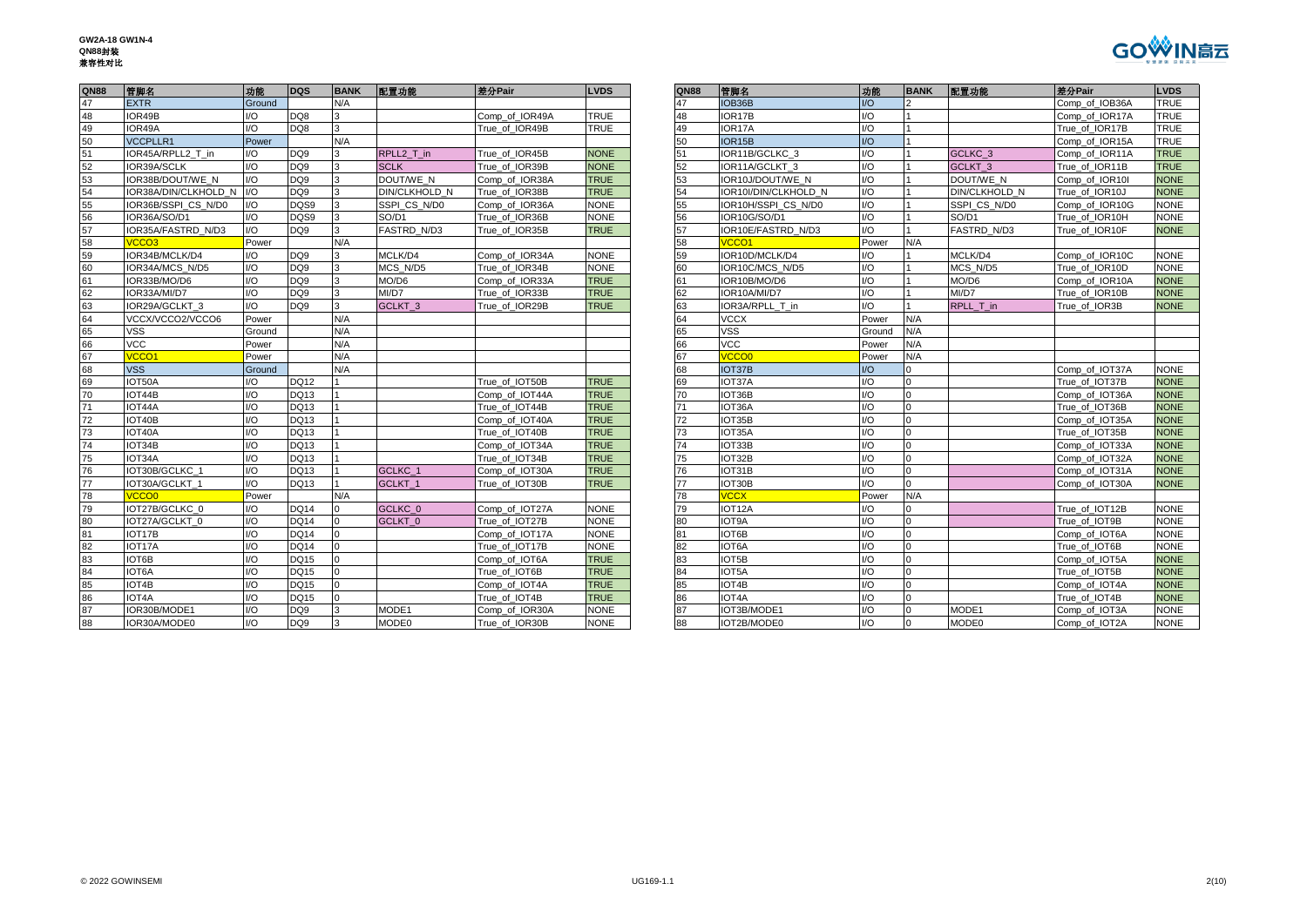**GW2A-18 GW1N-4**
**QN88封装**
**兼容性对比**

| QN88 | 管脚名 | 功能 | DQS | BANK | 配置功能 | 差分Pair | LVDS |
|---|---|---|---|---|---|---|---|
| 47 | EXTR | Ground | | N/A | | | |
| 48 | IOR49B | I/O | DQ8 | 3 | | Comp_of_IOR49A | TRUE |
| 49 | IOR49A | I/O | DQ8 | 3 | | True_of_IOR49B | TRUE |
| 50 | VCCPLLR1 | Power | | N/A | | | |
| 51 | IOR45A/RPLL2_T_in | I/O | DQ9 | 3 | RPLL2_T_in | True_of_IOR45B | NONE |
| 52 | IOR39A/SCLK | I/O | DQ9 | 3 | SCLK | True_of_IOR39B | NONE |
| 53 | IOR38B/DOUT/WE_N | I/O | DQ9 | 3 | DOUT/WE_N | Comp_of_IOR38A | TRUE |
| 54 | IOR38A/DIN/CLKHOLD_N | I/O | DQ9 | 3 | DIN/CLKHOLD_N | True_of_IOR38B | TRUE |
| 55 | IOR36B/SSPI_CS_N/D0 | I/O | DQS9 | 3 | SSPI_CS_N/D0 | Comp_of_IOR36A | NONE |
| 56 | IOR36A/SO/D1 | I/O | DQS9 | 3 | SO/D1 | True_of_IOR36B | NONE |
| 57 | IOR35A/FASTRD_N/D3 | I/O | DQ9 | 3 | FASTRD_N/D3 | True_of_IOR35B | TRUE |
| 58 | VCCO3 | Power | | N/A | | | |
| 59 | IOR34B/MCLK/D4 | I/O | DQ9 | 3 | MCLK/D4 | Comp_of_IOR34A | NONE |
| 60 | IOR34A/MCS_N/D5 | I/O | DQ9 | 3 | MCS_N/D5 | True_of_IOR34B | NONE |
| 61 | IOR33B/MO/D6 | I/O | DQ9 | 3 | MO/D6 | Comp_of_IOR33A | TRUE |
| 62 | IOR33A/MI/D7 | I/O | DQ9 | 3 | MI/D7 | True_of_IOR33B | TRUE |
| 63 | IOR29A/GCLKT_3 | I/O | DQ9 | 3 | GCLKT_3 | True_of_IOR29B | TRUE |
| 64 | VCCX/VCCO2/VCCO6 | Power | | N/A | | | |
| 65 | VSS | Ground | | N/A | | | |
| 66 | VCC | Power | | N/A | | | |
| 67 | VCCO1 | Power | | N/A | | | |
| 68 | VSS | Ground | | N/A | | | |
| 69 | IOT50A | I/O | DQ12 | 1 | | True_of_IOT50B | TRUE |
| 70 | IOT44B | I/O | DQ13 | 1 | | Comp_of_IOT44A | TRUE |
| 71 | IOT44A | I/O | DQ13 | 1 | | True_of_IOT44B | TRUE |
| 72 | IOT40B | I/O | DQ13 | 1 | | Comp_of_IOT40A | TRUE |
| 73 | IOT40A | I/O | DQ13 | 1 | | True_of_IOT40B | TRUE |
| 74 | IOT34B | I/O | DQ13 | 1 | | Comp_of_IOT34A | TRUE |
| 75 | IOT34A | I/O | DQ13 | 1 | | True_of_IOT34B | TRUE |
| 76 | IOT30B/GCLKC_1 | I/O | DQ13 | 1 | GCLKC_1 | Comp_of_IOT30A | TRUE |
| 77 | IOT30A/GCLKT_1 | I/O | DQ13 | 1 | GCLKT_1 | True_of_IOT30B | TRUE |
| 78 | VCCO0 | Power | | N/A | | | |
| 79 | IOT27B/GCLKC_0 | I/O | DQ14 | 0 | GCLKC_0 | Comp_of_IOT27A | NONE |
| 80 | IOT27A/GCLKT_0 | I/O | DQ14 | 0 | GCLKT_0 | True_of_IOT27B | NONE |
| 81 | IOT17B | I/O | DQ14 | 0 | | Comp_of_IOT17A | NONE |
| 82 | IOT17A | I/O | DQ14 | 0 | | True_of_IOT17B | NONE |
| 83 | IOT6B | I/O | DQ15 | 0 | | Comp_of_IOT6A | TRUE |
| 84 | IOT6A | I/O | DQ15 | 0 | | True_of_IOT6B | TRUE |
| 85 | IOT4B | I/O | DQ15 | 0 | | Comp_of_IOT4A | TRUE |
| 86 | IOT4A | I/O | DQ15 | 0 | | True_of_IOT4B | TRUE |
| 87 | IOR30B/MODE1 | I/O | DQ9 | 3 | MODE1 | Comp_of_IOR30A | NONE |
| 88 | IOR30A/MODE0 | I/O | DQ9 | 3 | MODE0 | True_of_IOR30B | NONE |

| QN88 | 管脚名 | 功能 | BANK | 配置功能 | 差分Pair | LVDS |
|---|---|---|---|---|---|---|
| 47 | IOB36B | I/O | 2 | | Comp_of_IOB36A | TRUE |
| 48 | IOR17B | I/O | 1 | | Comp_of_IOR17A | TRUE |
| 49 | IOR17A | I/O | 1 | | True_of_IOR17B | TRUE |
| 50 | IOR15B | I/O | 1 | | Comp_of_IOR15A | TRUE |
| 51 | IOR11B/GCLKC_3 | I/O | 1 | GCLKC_3 | Comp_of_IOR11A | TRUE |
| 52 | IOR11A/GCLKT_3 | I/O | 1 | GCLKT_3 | True_of_IOR11B | TRUE |
| 53 | IOR10J/DOUT/WE_N | I/O | 1 | DOUT/WE_N | Comp_of_IOR10I | NONE |
| 54 | IOR10I/DIN/CLKHOLD_N | I/O | 1 | DIN/CLKHOLD_N | True_of_IOR10J | NONE |
| 55 | IOR10H/SSPI_CS_N/D0 | I/O | 1 | SSPI_CS_N/D0 | Comp_of_IOR10G | NONE |
| 56 | IOR10G/SO/D1 | I/O | 1 | SO/D1 | True_of_IOR10H | NONE |
| 57 | IOR10E/FASTRD_N/D3 | I/O | 1 | FASTRD_N/D3 | True_of_IOR10F | NONE |
| 58 | VCCO1 | Power | N/A | | | |
| 59 | IOR10D/MCLK/D4 | I/O | 1 | MCLK/D4 | Comp_of_IOR10C | NONE |
| 60 | IOR10C/MCS_N/D5 | I/O | 1 | MCS_N/D5 | True_of_IOR10D | NONE |
| 61 | IOR10B/MO/D6 | I/O | 1 | MO/D6 | Comp_of_IOR10A | NONE |
| 62 | IOR10A/MI/D7 | I/O | 1 | MI/D7 | True_of_IOR10B | NONE |
| 63 | IOR3A/RPLL_T_in | I/O | 1 | RPLL_T_in | True_of_IOR3B | NONE |
| 64 | VCCX | Power | N/A | | | |
| 65 | VSS | Ground | N/A | | | |
| 66 | VCC | Power | N/A | | | |
| 67 | VCCO0 | Power | N/A | | | |
| 68 | IOT37B | I/O | 0 | | Comp_of_IOT37A | NONE |
| 69 | IOT37A | I/O | 0 | | True_of_IOT37B | NONE |
| 70 | IOT36B | I/O | 0 | | Comp_of_IOT36A | NONE |
| 71 | IOT36A | I/O | 0 | | True_of_IOT36B | NONE |
| 72 | IOT35B | I/O | 0 | | Comp_of_IOT35A | NONE |
| 73 | IOT35A | I/O | 0 | | True_of_IOT35B | NONE |
| 74 | IOT33B | I/O | 0 | | Comp_of_IOT33A | NONE |
| 75 | IOT32B | I/O | 0 | | Comp_of_IOT32A | NONE |
| 76 | IOT31B | I/O | 0 | | Comp_of_IOT31A | NONE |
| 77 | IOT30B | I/O | 0 | | Comp_of_IOT30A | NONE |
| 78 | VCCX | Power | N/A | | | |
| 79 | IOT12A | I/O | 0 | | True_of_IOT12B | NONE |
| 80 | IOT9A | I/O | 0 | | True_of_IOT9B | NONE |
| 81 | IOT6B | I/O | 0 | | Comp_of_IOT6A | NONE |
| 82 | IOT6A | I/O | 0 | | True_of_IOT6B | NONE |
| 83 | IOT5B | I/O | 0 | | Comp_of_IOT5A | NONE |
| 84 | IOT5A | I/O | 0 | | True_of_IOT5B | NONE |
| 85 | IOT4B | I/O | 0 | | Comp_of_IOT4A | NONE |
| 86 | IOT4A | I/O | 0 | | True_of_IOT4B | NONE |
| 87 | IOT3B/MODE1 | I/O | 0 | MODE1 | Comp_of_IOT3A | NONE |
| 88 | IOT2B/MODE0 | I/O | 0 | MODE0 | Comp_of_IOT2A | NONE |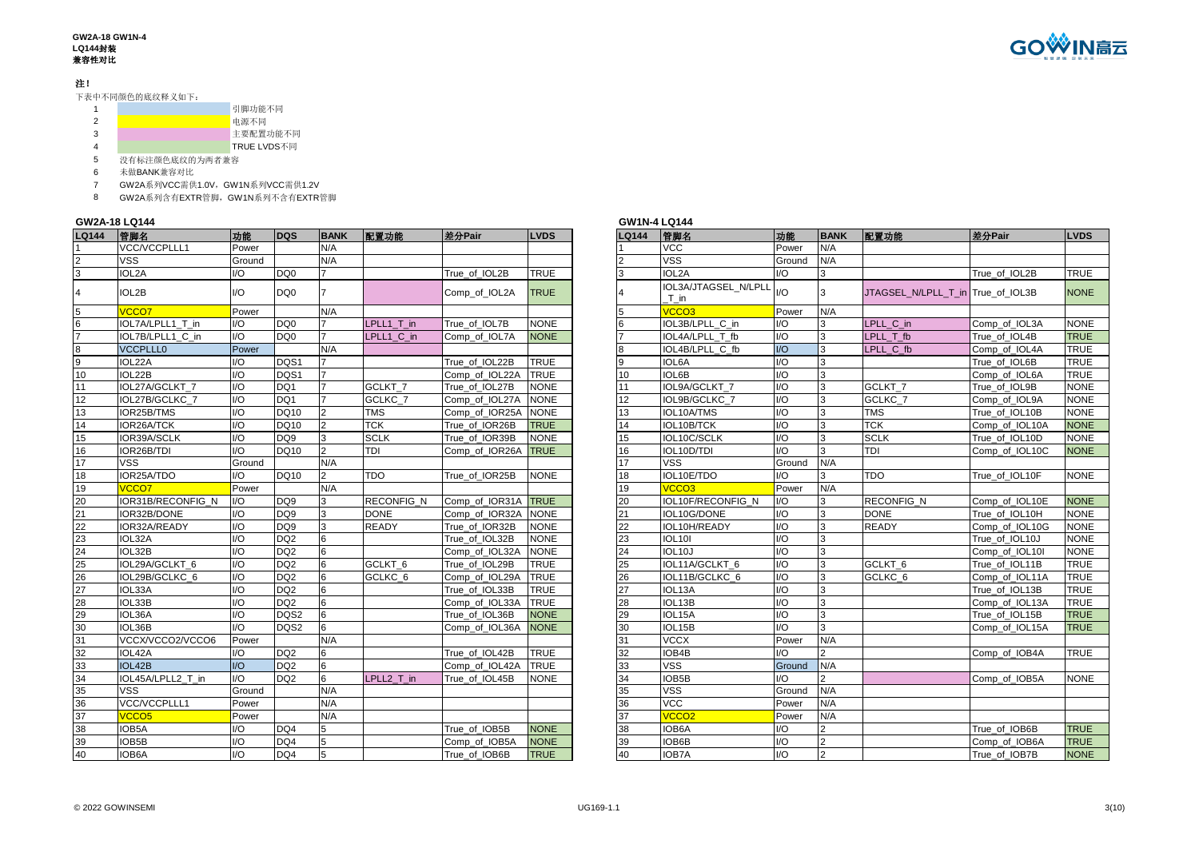**GW2A-18 GW1N-4**
**LQ144封装**
**兼容性对比**

**注！**

下表中不同颜色的底纹释义如下：

1. （蓝色底纹）引脚功能不同
2. （黄色底纹）电源不同
3. （粉色底纹）主要配置功能不同
4. （绿色底纹）TRUE LVDS不同
5. 没有标注颜色底纹的为两者兼容
6. 未做BANK兼容对比
7. GW2A系列VCC需供1.0V，GW1N系列VCC需供1.2V
8. GW2A系列含有EXTR管脚，GW1N系列不含有EXTR管脚

## GW2A-18 LQ144

| LQ144 | 管脚名 | 功能 | DQS | BANK | 配置功能 | 差分Pair | LVDS |
|---|---|---|---|---|---|---|---|
| 1 | VCC/VCCPLLL1 | Power | | N/A | | | |
| 2 | VSS | Ground | | N/A | | | |
| 3 | IOL2A | I/O | DQ0 | 7 | | True_of_IOL2B | TRUE |
| 4 | IOL2B | I/O | DQ0 | 7 | | Comp_of_IOL2A | TRUE |
| 5 | VCCO7 | Power | | N/A | | | |
| 6 | IOL7A/LPLL1_T_in | I/O | DQ0 | 7 | LPLL1_T_in | True_of_IOL7B | NONE |
| 7 | IOL7B/LPLL1_C_in | I/O | DQ0 | 7 | LPLL1_C_in | Comp_of_IOL7A | NONE |
| 8 | VCCPLLL0 | Power | | N/A | | | |
| 9 | IOL22A | I/O | DQS1 | 7 | | True_of_IOL22B | TRUE |
| 10 | IOL22B | I/O | DQS1 | 7 | | Comp_of_IOL22A | TRUE |
| 11 | IOL27A/GCLKT_7 | I/O | DQ1 | 7 | GCLKT_7 | True_of_IOL27B | NONE |
| 12 | IOL27B/GCLKC_7 | I/O | DQ1 | 7 | GCLKC_7 | Comp_of_IOL27A | NONE |
| 13 | IOR25B/TMS | I/O | DQ10 | 2 | TMS | Comp_of_IOR25A | NONE |
| 14 | IOR26A/TCK | I/O | DQ10 | 2 | TCK | True_of_IOR26B | TRUE |
| 15 | IOR39A/SCLK | I/O | DQ9 | 3 | SCLK | True_of_IOR39B | NONE |
| 16 | IOR26B/TDI | I/O | DQ10 | 2 | TDI | Comp_of_IOR26A | TRUE |
| 17 | VSS | Ground | | N/A | | | |
| 18 | IOR25A/TDO | I/O | DQ10 | 2 | TDO | True_of_IOR25B | NONE |
| 19 | VCCO7 | Power | | N/A | | | |
| 20 | IOR31B/RECONFIG_N | I/O | DQ9 | 3 | RECONFIG_N | Comp_of_IOR31A | TRUE |
| 21 | IOR32B/DONE | I/O | DQ9 | 3 | DONE | Comp_of_IOR32A | NONE |
| 22 | IOR32A/READY | I/O | DQ9 | 3 | READY | True_of_IOR32B | NONE |
| 23 | IOL32A | I/O | DQ2 | 6 | | True_of_IOL32B | NONE |
| 24 | IOL32B | I/O | DQ2 | 6 | | Comp_of_IOL32A | NONE |
| 25 | IOL29A/GCLKT_6 | I/O | DQ2 | 6 | GCLKT_6 | True_of_IOL29B | TRUE |
| 26 | IOL29B/GCLKC_6 | I/O | DQ2 | 6 | GCLKC_6 | Comp_of_IOL29A | TRUE |
| 27 | IOL33A | I/O | DQ2 | 6 | | True_of_IOL33B | TRUE |
| 28 | IOL33B | I/O | DQ2 | 6 | | Comp_of_IOL33A | TRUE |
| 29 | IOL36A | I/O | DQS2 | 6 | | True_of_IOL36B | NONE |
| 30 | IOL36B | I/O | DQS2 | 6 | | Comp_of_IOL36A | NONE |
| 31 | VCCX/VCCO2/VCCO6 | Power | | N/A | | | |
| 32 | IOL42A | I/O | DQ2 | 6 | | True_of_IOL42B | TRUE |
| 33 | IOL42B | I/O | DQ2 | 6 | | Comp_of_IOL42A | TRUE |
| 34 | IOL45A/LPLL2_T_in | I/O | DQ2 | 6 | LPLL2_T_in | True_of_IOL45B | NONE |
| 35 | VSS | Ground | | N/A | | | |
| 36 | VCC/VCCPLLL1 | Power | | N/A | | | |
| 37 | VCCO5 | Power | | N/A | | | |
| 38 | IOB5A | I/O | DQ4 | 5 | | True_of_IOB5B | NONE |
| 39 | IOB5B | I/O | DQ4 | 5 | | Comp_of_IOB5A | NONE |
| 40 | IOB6A | I/O | DQ4 | 5 | | True_of_IOB6B | TRUE |

## GW1N-4 LQ144

| LQ144 | 管脚名 | 功能 | BANK | 配置功能 | 差分Pair | LVDS |
|---|---|---|---|---|---|---|
| 1 | VCC | Power | N/A | | | |
| 2 | VSS | Ground | N/A | | | |
| 3 | IOL2A | I/O | 3 | | True_of_IOL2B | TRUE |
| 4 | IOL3A/JTAGSEL_N/LPLL_T_in | I/O | 3 | JTAGSEL_N/LPLL_T_in | True_of_IOL3B | NONE |
| 5 | VCCO3 | Power | N/A | | | |
| 6 | IOL3B/LPLL_C_in | I/O | 3 | LPLL_C_in | Comp_of_IOL3A | NONE |
| 7 | IOL4A/LPLL_T_fb | I/O | 3 | LPLL_T_fb | True_of_IOL4B | TRUE |
| 8 | IOL4B/LPLL_C_fb | I/O | 3 | LPLL_C_fb | Comp_of_IOL4A | TRUE |
| 9 | IOL6A | I/O | 3 | | True_of_IOL6B | TRUE |
| 10 | IOL6B | I/O | 3 | | Comp_of_IOL6A | TRUE |
| 11 | IOL9A/GCLKT_7 | I/O | 3 | GCLKT_7 | True_of_IOL9B | NONE |
| 12 | IOL9B/GCLKC_7 | I/O | 3 | GCLKC_7 | Comp_of_IOL9A | NONE |
| 13 | IOL10A/TMS | I/O | 3 | TMS | True_of_IOL10B | NONE |
| 14 | IOL10B/TCK | I/O | 3 | TCK | Comp_of_IOL10A | NONE |
| 15 | IOL10C/SCLK | I/O | 3 | SCLK | True_of_IOL10D | NONE |
| 16 | IOL10D/TDI | I/O | 3 | TDI | Comp_of_IOL10C | NONE |
| 17 | VSS | Ground | N/A | | | |
| 18 | IOL10E/TDO | I/O | 3 | TDO | True_of_IOL10F | NONE |
| 19 | VCCO3 | Power | N/A | | | |
| 20 | IOL10F/RECONFIG_N | I/O | 3 | RECONFIG_N | Comp_of_IOL10E | NONE |
| 21 | IOL10G/DONE | I/O | 3 | DONE | True_of_IOL10H | NONE |
| 22 | IOL10H/READY | I/O | 3 | READY | Comp_of_IOL10G | NONE |
| 23 | IOL10I | I/O | 3 | | True_of_IOL10J | NONE |
| 24 | IOL10J | I/O | 3 | | Comp_of_IOL10I | NONE |
| 25 | IOL11A/GCLKT_6 | I/O | 3 | GCLKT_6 | True_of_IOL11B | TRUE |
| 26 | IOL11B/GCLKC_6 | I/O | 3 | GCLKC_6 | Comp_of_IOL11A | TRUE |
| 27 | IOL13A | I/O | 3 | | True_of_IOL13B | TRUE |
| 28 | IOL13B | I/O | 3 | | Comp_of_IOL13A | TRUE |
| 29 | IOL15A | I/O | 3 | | True_of_IOL15B | TRUE |
| 30 | IOL15B | I/O | 3 | | Comp_of_IOL15A | TRUE |
| 31 | VCCX | Power | N/A | | | |
| 32 | IOB4B | I/O | 2 | | Comp_of_IOB4A | TRUE |
| 33 | VSS | Ground | N/A | | | |
| 34 | IOB5B | I/O | 2 | | Comp_of_IOB5A | NONE |
| 35 | VSS | Ground | N/A | | | |
| 36 | VCC | Power | N/A | | | |
| 37 | VCCO2 | Power | N/A | | | |
| 38 | IOB6A | I/O | 2 | | True_of_IOB6B | TRUE |
| 39 | IOB6B | I/O | 2 | | Comp_of_IOB6A | TRUE |
| 40 | IOB7A | I/O | 2 | | True_of_IOB7B | NONE |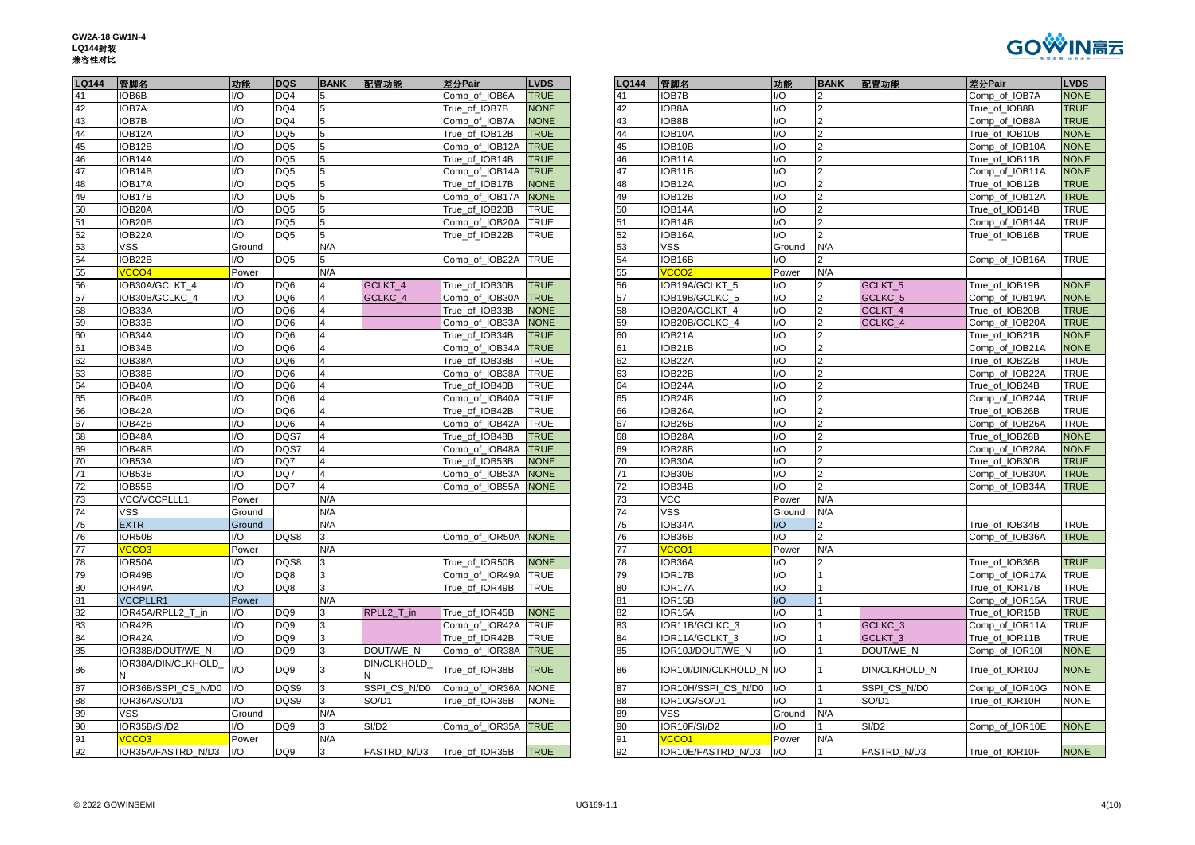**GW2A-18 GW1N-4**
**LQ144封装**
**兼容性对比**

| LQ144 | 管脚名 | 功能 | DQS | BANK | 配置功能 | 差分Pair | LVDS |
|---|---|---|---|---|---|---|---|
| 41 | IOB6B | I/O | DQ4 | 5 | | Comp_of_IOB6A | TRUE |
| 42 | IOB7A | I/O | DQ4 | 5 | | True_of_IOB7B | NONE |
| 43 | IOB7B | I/O | DQ4 | 5 | | Comp_of_IOB7A | NONE |
| 44 | IOB12A | I/O | DQ5 | 5 | | True_of_IOB12B | TRUE |
| 45 | IOB12B | I/O | DQ5 | 5 | | Comp_of_IOB12A | TRUE |
| 46 | IOB14A | I/O | DQ5 | 5 | | True_of_IOB14B | TRUE |
| 47 | IOB14B | I/O | DQ5 | 5 | | Comp_of_IOB14A | TRUE |
| 48 | IOB17A | I/O | DQ5 | 5 | | True_of_IOB17B | NONE |
| 49 | IOB17B | I/O | DQ5 | 5 | | Comp_of_IOB17A | NONE |
| 50 | IOB20A | I/O | DQ5 | 5 | | True_of_IOB20B | TRUE |
| 51 | IOB20B | I/O | DQ5 | 5 | | Comp_of_IOB20A | TRUE |
| 52 | IOB22A | I/O | DQ5 | 5 | | True_of_IOB22B | TRUE |
| 53 | VSS | Ground | | N/A | | | |
| 54 | IOB22B | I/O | DQ5 | 5 | | Comp_of_IOB22A | TRUE |
| 55 | VCCO4 | Power | | N/A | | | |
| 56 | IOB30A/GCLKT_4 | I/O | DQ6 | 4 | GCLKT_4 | True_of_IOB30B | TRUE |
| 57 | IOB30B/GCLKC_4 | I/O | DQ6 | 4 | GCLKC_4 | Comp_of_IOB30A | TRUE |
| 58 | IOB33A | I/O | DQ6 | 4 | | True_of_IOB33B | NONE |
| 59 | IOB33B | I/O | DQ6 | 4 | | Comp_of_IOB33A | NONE |
| 60 | IOB34A | I/O | DQ6 | 4 | | True_of_IOB34B | TRUE |
| 61 | IOB34B | I/O | DQ6 | 4 | | Comp_of_IOB34A | TRUE |
| 62 | IOB38A | I/O | DQ6 | 4 | | True_of_IOB38B | TRUE |
| 63 | IOB38B | I/O | DQ6 | 4 | | Comp_of_IOB38A | TRUE |
| 64 | IOB40A | I/O | DQ6 | 4 | | True_of_IOB40B | TRUE |
| 65 | IOB40B | I/O | DQ6 | 4 | | Comp_of_IOB40A | TRUE |
| 66 | IOB42A | I/O | DQ6 | 4 | | True_of_IOB42B | TRUE |
| 67 | IOB42B | I/O | DQ6 | 4 | | Comp_of_IOB42A | TRUE |
| 68 | IOB48A | I/O | DQS7 | 4 | | True_of_IOB48B | TRUE |
| 69 | IOB48B | I/O | DQS7 | 4 | | Comp_of_IOB48A | TRUE |
| 70 | IOB53A | I/O | DQ7 | 4 | | True_of_IOB53B | NONE |
| 71 | IOB53B | I/O | DQ7 | 4 | | Comp_of_IOB53A | NONE |
| 72 | IOB55B | I/O | DQ7 | 4 | | Comp_of_IOB55A | NONE |
| 73 | VCC/VCCPLLL1 | Power | | N/A | | | |
| 74 | VSS | Ground | | N/A | | | |
| 75 | EXTR | Ground | | N/A | | | |
| 76 | IOR50B | I/O | DQS8 | 3 | | Comp_of_IOR50A | NONE |
| 77 | VCCO3 | Power | | N/A | | | |
| 78 | IOR50A | I/O | DQS8 | 3 | | True_of_IOR50B | NONE |
| 79 | IOR49B | I/O | DQ8 | 3 | | Comp_of_IOR49A | TRUE |
| 80 | IOR49A | I/O | DQ8 | 3 | | True_of_IOR49B | TRUE |
| 81 | VCCPLLR1 | Power | | N/A | | | |
| 82 | IOR45A/RPLL2_T_in | I/O | DQ9 | 3 | RPLL2_T_in | True_of_IOR45B | NONE |
| 83 | IOR42B | I/O | DQ9 | 3 | | Comp_of_IOR42A | TRUE |
| 84 | IOR42A | I/O | DQ9 | 3 | | True_of_IOR42B | TRUE |
| 85 | IOR38B/DOUT/WE_N | I/O | DQ9 | 3 | DOUT/WE_N | Comp_of_IOR38A | TRUE |
| 86 | IOR38A/DIN/CLKHOLD_N | I/O | DQ9 | 3 | DIN/CLKHOLD_N | True_of_IOR38B | TRUE |
| 87 | IOR36B/SSPI_CS_N/D0 | I/O | DQS9 | 3 | SSPI_CS_N/D0 | Comp_of_IOR36A | NONE |
| 88 | IOR36A/SO/D1 | I/O | DQS9 | 3 | SO/D1 | True_of_IOR36B | NONE |
| 89 | VSS | Ground | | N/A | | | |
| 90 | IOR35B/SI/D2 | I/O | DQ9 | 3 | SI/D2 | Comp_of_IOR35A | TRUE |
| 91 | VCCO3 | Power | | N/A | | | |
| 92 | IOR35A/FASTRD_N/D3 | I/O | DQ9 | 3 | FASTRD_N/D3 | True_of_IOR35B | TRUE |

| LQ144 | 管脚名 | 功能 | BANK | 配置功能 | 差分Pair | LVDS |
|---|---|---|---|---|---|---|
| 41 | IOB7B | I/O | 2 | | Comp_of_IOB7A | NONE |
| 42 | IOB8A | I/O | 2 | | True_of_IOB8B | TRUE |
| 43 | IOB8B | I/O | 2 | | Comp_of_IOB8A | TRUE |
| 44 | IOB10A | I/O | 2 | | True_of_IOB10B | NONE |
| 45 | IOB10B | I/O | 2 | | Comp_of_IOB10A | NONE |
| 46 | IOB11A | I/O | 2 | | True_of_IOB11B | NONE |
| 47 | IOB11B | I/O | 2 | | Comp_of_IOB11A | NONE |
| 48 | IOB12A | I/O | 2 | | True_of_IOB12B | TRUE |
| 49 | IOB12B | I/O | 2 | | Comp_of_IOB12A | TRUE |
| 50 | IOB14A | I/O | 2 | | True_of_IOB14B | TRUE |
| 51 | IOB14B | I/O | 2 | | Comp_of_IOB14A | TRUE |
| 52 | IOB16A | I/O | 2 | | True_of_IOB16B | TRUE |
| 53 | VSS | Ground | N/A | | | |
| 54 | IOB16B | I/O | 2 | | Comp_of_IOB16A | TRUE |
| 55 | VCCO2 | Power | N/A | | | |
| 56 | IOB19A/GCLKT_5 | I/O | 2 | GCLKT_5 | True_of_IOB19B | NONE |
| 57 | IOB19B/GCLKC_5 | I/O | 2 | GCLKC_5 | Comp_of_IOB19A | NONE |
| 58 | IOB20A/GCLKT_4 | I/O | 2 | GCLKT_4 | True_of_IOB20B | TRUE |
| 59 | IOB20B/GCLKC_4 | I/O | 2 | GCLKC_4 | Comp_of_IOB20A | TRUE |
| 60 | IOB21A | I/O | 2 | | True_of_IOB21B | NONE |
| 61 | IOB21B | I/O | 2 | | Comp_of_IOB21A | NONE |
| 62 | IOB22A | I/O | 2 | | True_of_IOB22B | TRUE |
| 63 | IOB22B | I/O | 2 | | Comp_of_IOB22A | TRUE |
| 64 | IOB24A | I/O | 2 | | True_of_IOB24B | TRUE |
| 65 | IOB24B | I/O | 2 | | Comp_of_IOB24A | TRUE |
| 66 | IOB26A | I/O | 2 | | True_of_IOB26B | TRUE |
| 67 | IOB26B | I/O | 2 | | Comp_of_IOB26A | TRUE |
| 68 | IOB28A | I/O | 2 | | True_of_IOB28B | NONE |
| 69 | IOB28B | I/O | 2 | | Comp_of_IOB28A | NONE |
| 70 | IOB30A | I/O | 2 | | True_of_IOB30B | TRUE |
| 71 | IOB30B | I/O | 2 | | Comp_of_IOB30A | TRUE |
| 72 | IOB34B | I/O | 2 | | Comp_of_IOB34A | TRUE |
| 73 | VCC | Power | N/A | | | |
| 74 | VSS | Ground | N/A | | | |
| 75 | IOB34A | I/O | 2 | | True_of_IOB34B | TRUE |
| 76 | IOB36B | I/O | 2 | | Comp_of_IOB36A | TRUE |
| 77 | VCCO1 | Power | N/A | | | |
| 78 | IOB36A | I/O | 2 | | True_of_IOB36B | TRUE |
| 79 | IOR17B | I/O | 1 | | Comp_of_IOR17A | TRUE |
| 80 | IOR17A | I/O | 1 | | True_of_IOR17B | TRUE |
| 81 | IOR15B | I/O | 1 | | Comp_of_IOR15A | TRUE |
| 82 | IOR15A | I/O | 1 | | True_of_IOR15B | TRUE |
| 83 | IOR11B/GCLKC_3 | I/O | 1 | GCLKC_3 | Comp_of_IOR11A | TRUE |
| 84 | IOR11A/GCLKT_3 | I/O | 1 | GCLKT_3 | True_of_IOR11B | TRUE |
| 85 | IOR10J/DOUT/WE_N | I/O | 1 | DOUT/WE_N | Comp_of_IOR10I | NONE |
| 86 | IOR10I/DIN/CLKHOLD_N | I/O | 1 | DIN/CLKHOLD_N | True_of_IOR10J | NONE |
| 87 | IOR10H/SSPI_CS_N/D0 | I/O | 1 | SSPI_CS_N/D0 | Comp_of_IOR10G | NONE |
| 88 | IOR10G/SO/D1 | I/O | 1 | SO/D1 | True_of_IOR10H | NONE |
| 89 | VSS | Ground | N/A | | | |
| 90 | IOR10F/SI/D2 | I/O | 1 | SI/D2 | Comp_of_IOR10E | NONE |
| 91 | VCCO1 | Power | N/A | | | |
| 92 | IOR10E/FASTRD_N/D3 | I/O | 1 | FASTRD_N/D3 | True_of_IOR10F | NONE |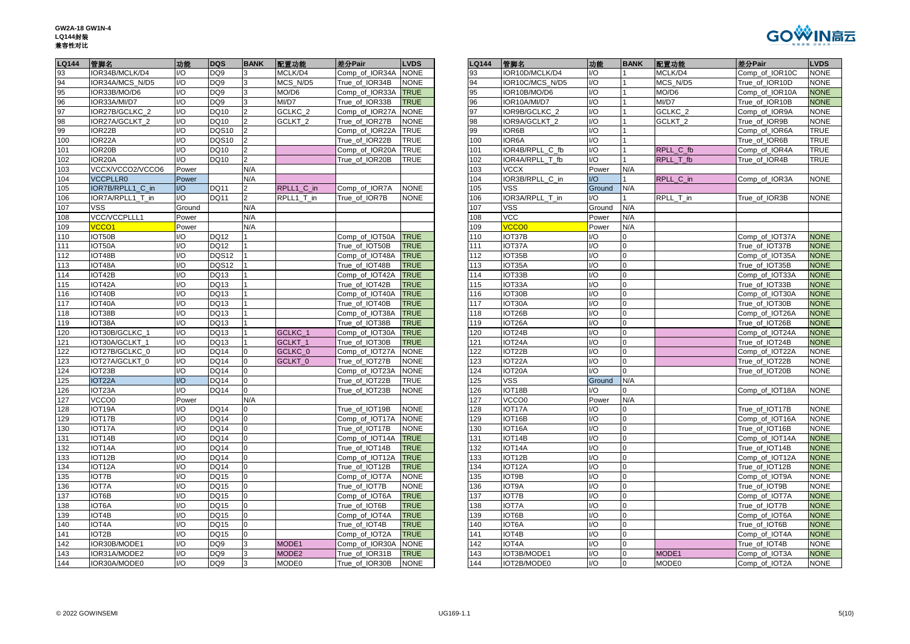**GW2A-18 GW1N-4**
**LQ144封装**
**兼容性对比**

| LQ144 | 管脚名 | 功能 | DQS | BANK | 配置功能 | 差分Pair | LVDS |
|---|---|---|---|---|---|---|---|
| 93 | IOR34B/MCLK/D4 | I/O | DQ9 | 3 | MCLK/D4 | Comp_of_IOR34A | NONE |
| 94 | IOR34A/MCS_N/D5 | I/O | DQ9 | 3 | MCS_N/D5 | True_of_IOR34B | NONE |
| 95 | IOR33B/MO/D6 | I/O | DQ9 | 3 | MO/D6 | Comp_of_IOR33A | TRUE |
| 96 | IOR33A/MI/D7 | I/O | DQ9 | 3 | MI/D7 | True_of_IOR33B | TRUE |
| 97 | IOR27B/GCLKC_2 | I/O | DQ10 | 2 | GCLKC_2 | Comp_of_IOR27A | NONE |
| 98 | IOR27A/GCLKT_2 | I/O | DQ10 | 2 | GCLKT_2 | True_of_IOR27B | NONE |
| 99 | IOR22B | I/O | DQS10 | 2 | | Comp_of_IOR22A | TRUE |
| 100 | IOR22A | I/O | DQS10 | 2 | | True_of_IOR22B | TRUE |
| 101 | IOR20B | I/O | DQ10 | 2 | | Comp_of_IOR20A | TRUE |
| 102 | IOR20A | I/O | DQ10 | 2 | | True_of_IOR20B | TRUE |
| 103 | VCCX/VCCO2/VCCO6 | Power | | N/A | | | |
| 104 | VCCPLLR0 | Power | | N/A | | | |
| 105 | IOR7B/RPLL1_C_in | I/O | DQ11 | 2 | RPLL1_C_in | Comp_of_IOR7A | NONE |
| 106 | IOR7A/RPLL1_T_in | I/O | DQ11 | 2 | RPLL1_T_in | True_of_IOR7B | NONE |
| 107 | VSS | Ground | | N/A | | | |
| 108 | VCC/VCCPLLL1 | Power | | N/A | | | |
| 109 | VCCO1 | Power | | N/A | | | |
| 110 | IOT50B | I/O | DQ12 | 1 | | Comp_of_IOT50A | TRUE |
| 111 | IOT50A | I/O | DQ12 | 1 | | True_of_IOT50B | TRUE |
| 112 | IOT48B | I/O | DQS12 | 1 | | Comp_of_IOT48A | TRUE |
| 113 | IOT48A | I/O | DQS12 | 1 | | True_of_IOT48B | TRUE |
| 114 | IOT42B | I/O | DQ13 | 1 | | Comp_of_IOT42A | TRUE |
| 115 | IOT42A | I/O | DQ13 | 1 | | True_of_IOT42B | TRUE |
| 116 | IOT40B | I/O | DQ13 | 1 | | Comp_of_IOT40A | TRUE |
| 117 | IOT40A | I/O | DQ13 | 1 | | True_of_IOT40B | TRUE |
| 118 | IOT38B | I/O | DQ13 | 1 | | Comp_of_IOT38A | TRUE |
| 119 | IOT38A | I/O | DQ13 | 1 | | True_of_IOT38B | TRUE |
| 120 | IOT30B/GCLKC_1 | I/O | DQ13 | 1 | GCLKC_1 | Comp_of_IOT30A | TRUE |
| 121 | IOT30A/GCLKT_1 | I/O | DQ13 | 1 | GCLKT_1 | True_of_IOT30B | TRUE |
| 122 | IOT27B/GCLKC_0 | I/O | DQ14 | 0 | GCLKC_0 | Comp_of_IOT27A | NONE |
| 123 | IOT27A/GCLKT_0 | I/O | DQ14 | 0 | GCLKT_0 | True_of_IOT27B | NONE |
| 124 | IOT23B | I/O | DQ14 | 0 | | Comp_of_IOT23A | NONE |
| 125 | IOT22A | I/O | DQ14 | 0 | | True_of_IOT22B | TRUE |
| 126 | IOT23A | I/O | DQ14 | 0 | | True_of_IOT23B | NONE |
| 127 | VCCO0 | Power | | N/A | | | |
| 128 | IOT19A | I/O | DQ14 | 0 | | True_of_IOT19B | NONE |
| 129 | IOT17B | I/O | DQ14 | 0 | | Comp_of_IOT17A | NONE |
| 130 | IOT17A | I/O | DQ14 | 0 | | True_of_IOT17B | NONE |
| 131 | IOT14B | I/O | DQ14 | 0 | | Comp_of_IOT14A | TRUE |
| 132 | IOT14A | I/O | DQ14 | 0 | | True_of_IOT14B | TRUE |
| 133 | IOT12B | I/O | DQ14 | 0 | | Comp_of_IOT12A | TRUE |
| 134 | IOT12A | I/O | DQ14 | 0 | | True_of_IOT12B | TRUE |
| 135 | IOT7B | I/O | DQ15 | 0 | | Comp_of_IOT7A | NONE |
| 136 | IOT7A | I/O | DQ15 | 0 | | True_of_IOT7B | NONE |
| 137 | IOT6B | I/O | DQ15 | 0 | | Comp_of_IOT6A | TRUE |
| 138 | IOT6A | I/O | DQ15 | 0 | | True_of_IOT6B | TRUE |
| 139 | IOT4B | I/O | DQ15 | 0 | | Comp_of_IOT4A | TRUE |
| 140 | IOT4A | I/O | DQ15 | 0 | | True_of_IOT4B | TRUE |
| 141 | IOT2B | I/O | DQ15 | 0 | | Comp_of_IOT2A | TRUE |
| 142 | IOR30B/MODE1 | I/O | DQ9 | 3 | MODE1 | Comp_of_IOR30A | NONE |
| 143 | IOR31A/MODE2 | I/O | DQ9 | 3 | MODE2 | True_of_IOR31B | TRUE |
| 144 | IOR30A/MODE0 | I/O | DQ9 | 3 | MODE0 | True_of_IOR30B | NONE |

| LQ144 | 管脚名 | 功能 | BANK | 配置功能 | 差分Pair | LVDS |
|---|---|---|---|---|---|---|
| 93 | IOR10D/MCLK/D4 | I/O | 1 | MCLK/D4 | Comp_of_IOR10C | NONE |
| 94 | IOR10C/MCS_N/D5 | I/O | 1 | MCS_N/D5 | True_of_IOR10D | NONE |
| 95 | IOR10B/MO/D6 | I/O | 1 | MO/D6 | Comp_of_IOR10A | NONE |
| 96 | IOR10A/MI/D7 | I/O | 1 | MI/D7 | True_of_IOR10B | NONE |
| 97 | IOR9B/GCLKC_2 | I/O | 1 | GCLKC_2 | Comp_of_IOR9A | NONE |
| 98 | IOR9A/GCLKT_2 | I/O | 1 | GCLKT_2 | True_of_IOR9B | NONE |
| 99 | IOR6B | I/O | 1 | | Comp_of_IOR6A | TRUE |
| 100 | IOR6A | I/O | 1 | | True_of_IOR6B | TRUE |
| 101 | IOR4B/RPLL_C_fb | I/O | 1 | RPLL_C_fb | Comp_of_IOR4A | TRUE |
| 102 | IOR4A/RPLL_T_fb | I/O | 1 | RPLL_T_fb | True_of_IOR4B | TRUE |
| 103 | VCCX | Power | N/A | | | |
| 104 | IOR3B/RPLL_C_in | I/O | 1 | RPLL_C_in | Comp_of_IOR3A | NONE |
| 105 | VSS | Ground | N/A | | | |
| 106 | IOR3A/RPLL_T_in | I/O | 1 | RPLL_T_in | True_of_IOR3B | NONE |
| 107 | VSS | Ground | N/A | | | |
| 108 | VCC | Power | N/A | | | |
| 109 | VCCO0 | Power | N/A | | | |
| 110 | IOT37B | I/O | 0 | | Comp_of_IOT37A | NONE |
| 111 | IOT37A | I/O | 0 | | True_of_IOT37B | NONE |
| 112 | IOT35B | I/O | 0 | | Comp_of_IOT35A | NONE |
| 113 | IOT35A | I/O | 0 | | True_of_IOT35B | NONE |
| 114 | IOT33B | I/O | 0 | | Comp_of_IOT33A | NONE |
| 115 | IOT33A | I/O | 0 | | True_of_IOT33B | NONE |
| 116 | IOT30B | I/O | 0 | | Comp_of_IOT30A | NONE |
| 117 | IOT30A | I/O | 0 | | True_of_IOT30B | NONE |
| 118 | IOT26B | I/O | 0 | | Comp_of_IOT26A | NONE |
| 119 | IOT26A | I/O | 0 | | True_of_IOT26B | NONE |
| 120 | IOT24B | I/O | 0 | | Comp_of_IOT24A | NONE |
| 121 | IOT24A | I/O | 0 | | True_of_IOT24B | NONE |
| 122 | IOT22B | I/O | 0 | | Comp_of_IOT22A | NONE |
| 123 | IOT22A | I/O | 0 | | True_of_IOT22B | NONE |
| 124 | IOT20A | I/O | 0 | | True_of_IOT20B | NONE |
| 125 | VSS | Ground | N/A | | | |
| 126 | IOT18B | I/O | 0 | | Comp_of_IOT18A | NONE |
| 127 | VCCO0 | Power | N/A | | | |
| 128 | IOT17A | I/O | 0 | | True_of_IOT17B | NONE |
| 129 | IOT16B | I/O | 0 | | Comp_of_IOT16A | NONE |
| 130 | IOT16A | I/O | 0 | | True_of_IOT16B | NONE |
| 131 | IOT14B | I/O | 0 | | Comp_of_IOT14A | NONE |
| 132 | IOT14A | I/O | 0 | | True_of_IOT14B | NONE |
| 133 | IOT12B | I/O | 0 | | Comp_of_IOT12A | NONE |
| 134 | IOT12A | I/O | 0 | | True_of_IOT12B | NONE |
| 135 | IOT9B | I/O | 0 | | Comp_of_IOT9A | NONE |
| 136 | IOT9A | I/O | 0 | | True_of_IOT9B | NONE |
| 137 | IOT7B | I/O | 0 | | Comp_of_IOT7A | NONE |
| 138 | IOT7A | I/O | 0 | | True_of_IOT7B | NONE |
| 139 | IOT6B | I/O | 0 | | Comp_of_IOT6A | NONE |
| 140 | IOT6A | I/O | 0 | | True_of_IOT6B | NONE |
| 141 | IOT4B | I/O | 0 | | Comp_of_IOT4A | NONE |
| 142 | IOT4A | I/O | 0 | | True_of_IOT4B | NONE |
| 143 | IOT3B/MODE1 | I/O | 0 | MODE1 | Comp_of_IOT3A | NONE |
| 144 | IOT2B/MODE0 | I/O | 0 | MODE0 | Comp_of_IOT2A | NONE |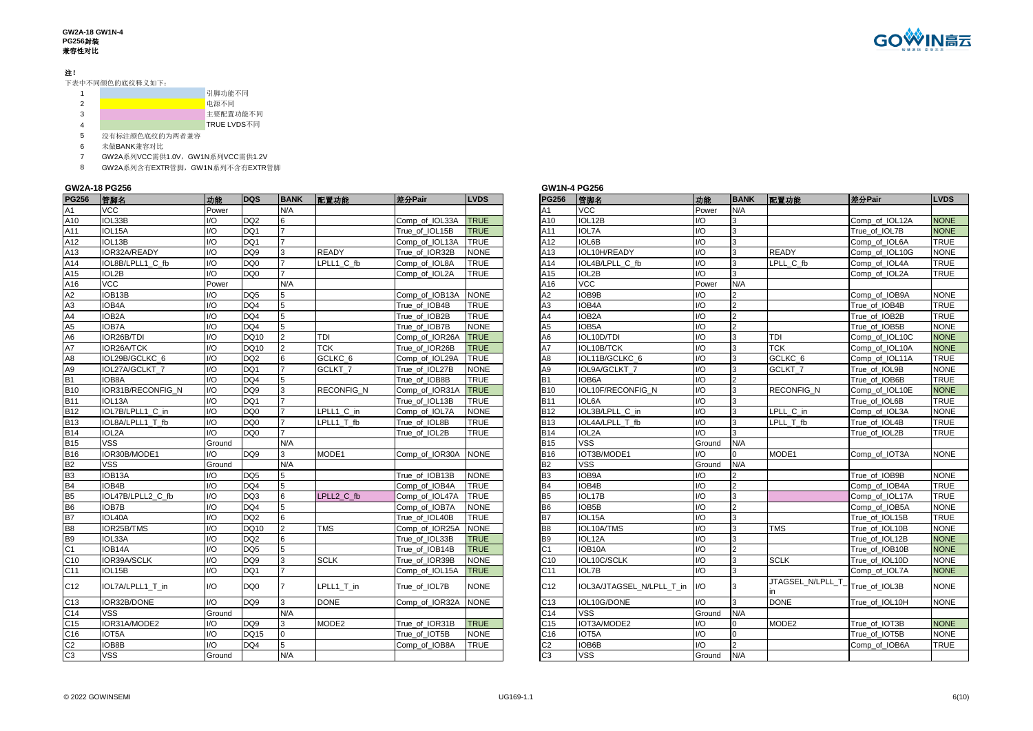**GW2A-18 GW1N-4**
**PG256封装**
**兼容性对比**

**注！**

下表中不同颜色的底纹释义如下：

1. 引脚功能不同
2. 电源不同
3. 主要配置功能不同
4. TRUE LVDS不同
5. 没有标注颜色底纹的为两者兼容
6. 未做BANK兼容对比
7. GW2A系列VCC需供1.0V，GW1N系列VCC需供1.2V
8. GW2A系列含有EXTR管脚，GW1N系列不含有EXTR管脚

**GW2A-18 PG256**

| PG256 | 管脚名 | 功能 | DQS | BANK | 配置功能 | 差分Pair | LVDS |
|---|---|---|---|---|---|---|---|
| A1 | VCC | Power | | N/A | | | |
| A10 | IOL33B | I/O | DQ2 | 6 | | Comp_of_IOL33A | TRUE |
| A11 | IOL15A | I/O | DQ1 | 7 | | True_of_IOL15B | TRUE |
| A12 | IOL13B | I/O | DQ1 | 7 | | Comp_of_IOL13A | TRUE |
| A13 | IOR32A/READY | I/O | DQ9 | 3 | READY | True_of_IOR32B | NONE |
| A14 | IOL8B/LPLL1_C_fb | I/O | DQ0 | 7 | LPLL1_C_fb | Comp_of_IOL8A | TRUE |
| A15 | IOL2B | I/O | DQ0 | 7 | | Comp_of_IOL2A | TRUE |
| A16 | VCC | Power | | N/A | | | |
| A2 | IOB13B | I/O | DQ5 | 5 | | Comp_of_IOB13A | NONE |
| A3 | IOB4A | I/O | DQ4 | 5 | | True_of_IOB4B | TRUE |
| A4 | IOB2A | I/O | DQ4 | 5 | | True_of_IOB2B | TRUE |
| A5 | IOB7A | I/O | DQ4 | 5 | | True_of_IOB7B | NONE |
| A6 | IOR26B/TDI | I/O | DQ10 | 2 | TDI | Comp_of_IOR26A | TRUE |
| A7 | IOR26A/TCK | I/O | DQ10 | 2 | TCK | True_of_IOR26B | TRUE |
| A8 | IOL29B/GCLKC_6 | I/O | DQ2 | 6 | GCLKC_6 | Comp_of_IOL29A | TRUE |
| A9 | IOL27A/GCLKT_7 | I/O | DQ1 | 7 | GCLKT_7 | True_of_IOL27B | NONE |
| B1 | IOB8A | I/O | DQ4 | 5 | | True_of_IOB8B | TRUE |
| B10 | IOR31B/RECONFIG_N | I/O | DQ9 | 3 | RECONFIG_N | Comp_of_IOR31A | TRUE |
| B11 | IOL13A | I/O | DQ1 | 7 | | True_of_IOL13B | TRUE |
| B12 | IOL7B/LPLL1_C_in | I/O | DQ0 | 7 | LPLL1_C_in | Comp_of_IOL7A | NONE |
| B13 | IOL8A/LPLL1_T_fb | I/O | DQ0 | 7 | LPLL1_T_fb | True_of_IOL8B | TRUE |
| B14 | IOL2A | I/O | DQ0 | 7 | | True_of_IOL2B | TRUE |
| B15 | VSS | Ground | | N/A | | | |
| B16 | IOR30B/MODE1 | I/O | DQ9 | 3 | MODE1 | Comp_of_IOR30A | NONE |
| B2 | VSS | Ground | | N/A | | | |
| B3 | IOB13A | I/O | DQ5 | 5 | | True_of_IOB13B | NONE |
| B4 | IOB4B | I/O | DQ4 | 5 | | Comp_of_IOB4A | TRUE |
| B5 | IOL47B/LPLL2_C_fb | I/O | DQ3 | 6 | LPLL2_C_fb | Comp_of_IOL47A | TRUE |
| B6 | IOB7B | I/O | DQ4 | 5 | | Comp_of_IOB7A | NONE |
| B7 | IOL40A | I/O | DQ2 | 6 | | True_of_IOL40B | TRUE |
| B8 | IOR25B/TMS | I/O | DQ10 | 2 | TMS | Comp_of_IOR25A | NONE |
| B9 | IOL33A | I/O | DQ2 | 6 | | True_of_IOL33B | TRUE |
| C1 | IOB14A | I/O | DQ5 | 5 | | True_of_IOB14B | TRUE |
| C10 | IOR39A/SCLK | I/O | DQ9 | 3 | SCLK | True_of_IOR39B | NONE |
| C11 | IOL15B | I/O | DQ1 | 7 | | Comp_of_IOL15A | TRUE |
| C12 | IOL7A/LPLL1_T_in | I/O | DQ0 | 7 | LPLL1_T_in | True_of_IOL7B | NONE |
| C13 | IOR32B/DONE | I/O | DQ9 | 3 | DONE | Comp_of_IOR32A | NONE |
| C14 | VSS | Ground | | N/A | | | |
| C15 | IOR31A/MODE2 | I/O | DQ9 | 3 | MODE2 | True_of_IOR31B | TRUE |
| C16 | IOT5A | I/O | DQ15 | 0 | | True_of_IOT5B | NONE |
| C2 | IOB8B | I/O | DQ4 | 5 | | Comp_of_IOB8A | TRUE |
| C3 | VSS | Ground | | N/A | | | |

**GW1N-4 PG256**

| PG256 | 管脚名 | 功能 | BANK | 配置功能 | 差分Pair | LVDS |
|---|---|---|---|---|---|---|
| A1 | VCC | Power | N/A | | | |
| A10 | IOL12B | I/O | 3 | | Comp_of_IOL12A | NONE |
| A11 | IOL7A | I/O | 3 | | True_of_IOL7B | NONE |
| A12 | IOL6B | I/O | 3 | | Comp_of_IOL6A | TRUE |
| A13 | IOL10H/READY | I/O | 3 | READY | Comp_of_IOL10G | NONE |
| A14 | IOL4B/LPLL_C_fb | I/O | 3 | LPLL_C_fb | Comp_of_IOL4A | TRUE |
| A15 | IOL2B | I/O | 3 | | Comp_of_IOL2A | TRUE |
| A16 | VCC | Power | N/A | | | |
| A2 | IOB9B | I/O | 2 | | Comp_of_IOB9A | NONE |
| A3 | IOB4A | I/O | 2 | | True_of_IOB4B | TRUE |
| A4 | IOB2A | I/O | 2 | | True_of_IOB2B | TRUE |
| A5 | IOB5A | I/O | 2 | | True_of_IOB5B | NONE |
| A6 | IOL10D/TDI | I/O | 3 | TDI | Comp_of_IOL10C | NONE |
| A7 | IOL10B/TCK | I/O | 3 | TCK | Comp_of_IOL10A | NONE |
| A8 | IOL11B/GCLKC_6 | I/O | 3 | GCLKC_6 | Comp_of_IOL11A | TRUE |
| A9 | IOL9A/GCLKT_7 | I/O | 3 | GCLKT_7 | True_of_IOL9B | NONE |
| B1 | IOB6A | I/O | 2 | | True_of_IOB6B | TRUE |
| B10 | IOL10F/RECONFIG_N | I/O | 3 | RECONFIG_N | Comp_of_IOL10E | NONE |
| B11 | IOL6A | I/O | 3 | | True_of_IOL6B | TRUE |
| B12 | IOL3B/LPLL_C_in | I/O | 3 | LPLL_C_in | Comp_of_IOL3A | NONE |
| B13 | IOL4A/LPLL_T_fb | I/O | 3 | LPLL_T_fb | True_of_IOL4B | TRUE |
| B14 | IOL2A | I/O | 3 | | True_of_IOL2B | TRUE |
| B15 | VSS | Ground | N/A | | | |
| B16 | IOT3B/MODE1 | I/O | 0 | MODE1 | Comp_of_IOT3A | NONE |
| B2 | VSS | Ground | N/A | | | |
| B3 | IOB9A | I/O | 2 | | True_of_IOB9B | NONE |
| B4 | IOB4B | I/O | 2 | | Comp_of_IOB4A | TRUE |
| B5 | IOL17B | I/O | 3 | | Comp_of_IOL17A | TRUE |
| B6 | IOB5B | I/O | 2 | | Comp_of_IOB5A | NONE |
| B7 | IOL15A | I/O | 3 | | True_of_IOL15B | TRUE |
| B8 | IOL10A/TMS | I/O | 3 | TMS | True_of_IOL10B | NONE |
| B9 | IOL12A | I/O | 3 | | True_of_IOL12B | NONE |
| C1 | IOB10A | I/O | 2 | | True_of_IOB10B | NONE |
| C10 | IOL10C/SCLK | I/O | 3 | SCLK | True_of_IOL10D | NONE |
| C11 | IOL7B | I/O | 3 | | Comp_of_IOL7A | NONE |
| C12 | IOL3A/JTAGSEL_N/LPLL_T_in | I/O | 3 | JTAGSEL_N/LPLL_T_in | True_of_IOL3B | NONE |
| C13 | IOL10G/DONE | I/O | 3 | DONE | True_of_IOL10H | NONE |
| C14 | VSS | Ground | N/A | | | |
| C15 | IOT3A/MODE2 | I/O | 0 | MODE2 | True_of_IOT3B | NONE |
| C16 | IOT5A | I/O | 0 | | True_of_IOT5B | NONE |
| C2 | IOB6B | I/O | 2 | | Comp_of_IOB6A | TRUE |
| C3 | VSS | Ground | N/A | | | |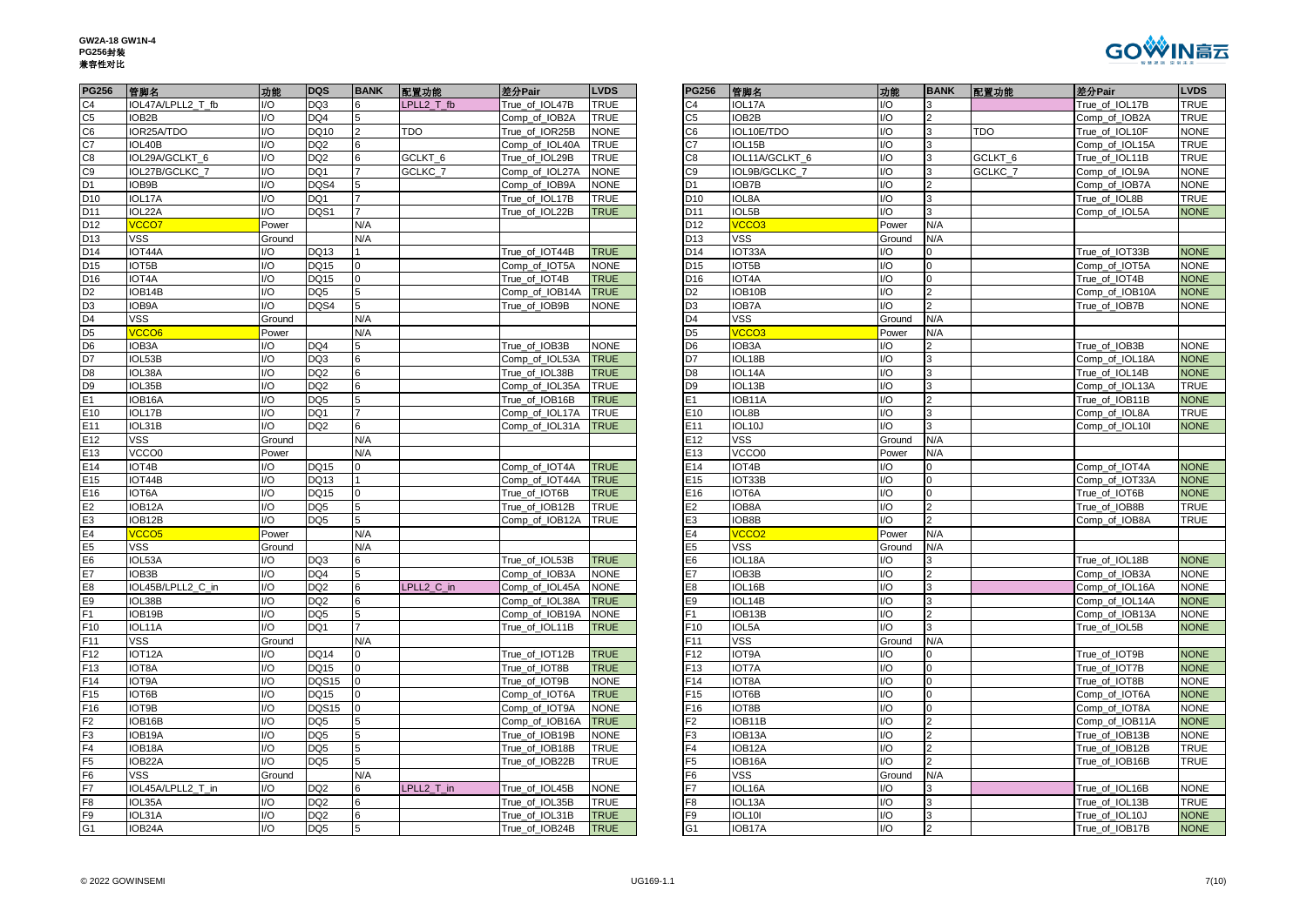| PG256 | 管脚名 | 功能 | DQS | BANK | 配置功能 | 差分Pair | LVDS |
|---|---|---|---|---|---|---|---|
| C4 | IOL47A/LPLL2_T_fb | I/O | DQ3 | 6 | LPLL2_T_fb | True_of_IOL47B | TRUE |
| C5 | IOB2B | I/O | DQ4 | 5 | | Comp_of_IOB2A | TRUE |
| C6 | IOR25A/TDO | I/O | DQ10 | 2 | TDO | True_of_IOR25B | NONE |
| C7 | IOL40B | I/O | DQ2 | 6 | | Comp_of_IOL40A | TRUE |
| C8 | IOL29A/GCLKT_6 | I/O | DQ2 | 6 | GCLKT_6 | True_of_IOL29B | TRUE |
| C9 | IOL27B/GCLKC_7 | I/O | DQ1 | 7 | GCLKC_7 | Comp_of_IOL27A | NONE |
| D1 | IOB9B | I/O | DQS4 | 5 | | Comp_of_IOB9A | NONE |
| D10 | IOL17A | I/O | DQ1 | 7 | | True_of_IOL17B | TRUE |
| D11 | IOL22A | I/O | DQS1 | 7 | | True_of_IOL22B | TRUE |
| D12 | VCCO7 | Power | | N/A | | | |
| D13 | VSS | Ground | | N/A | | | |
| D14 | IOT44A | I/O | DQ13 | 1 | | True_of_IOT44B | TRUE |
| D15 | IOT5B | I/O | DQ15 | 0 | | Comp_of_IOT5A | NONE |
| D16 | IOT4A | I/O | DQ15 | 0 | | True_of_IOT4B | TRUE |
| D2 | IOB14B | I/O | DQ5 | 5 | | Comp_of_IOB14A | TRUE |
| D3 | IOB9A | I/O | DQS4 | 5 | | True_of_IOB9B | NONE |
| D4 | VSS | Ground | | N/A | | | |
| D5 | VCCO6 | Power | | N/A | | | |
| D6 | IOB3A | I/O | DQ4 | 5 | | True_of_IOB3B | NONE |
| D7 | IOL53B | I/O | DQ3 | 6 | | Comp_of_IOL53A | TRUE |
| D8 | IOL38A | I/O | DQ2 | 6 | | True_of_IOL38B | TRUE |
| D9 | IOL35B | I/O | DQ2 | 6 | | Comp_of_IOL35A | TRUE |
| E1 | IOB16A | I/O | DQ5 | 5 | | True_of_IOB16B | TRUE |
| E10 | IOL17B | I/O | DQ1 | 7 | | Comp_of_IOL17A | TRUE |
| E11 | IOL31B | I/O | DQ2 | 6 | | Comp_of_IOL31A | TRUE |
| E12 | VSS | Ground | | N/A | | | |
| E13 | VCCO0 | Power | | N/A | | | |
| E14 | IOT4B | I/O | DQ15 | 0 | | Comp_of_IOT4A | TRUE |
| E15 | IOT44B | I/O | DQ13 | 1 | | Comp_of_IOT44A | TRUE |
| E16 | IOT6A | I/O | DQ15 | 0 | | True_of_IOT6B | TRUE |
| E2 | IOB12A | I/O | DQ5 | 5 | | True_of_IOB12B | TRUE |
| E3 | IOB12B | I/O | DQ5 | 5 | | Comp_of_IOB12A | TRUE |
| E4 | VCCO5 | Power | | N/A | | | |
| E5 | VSS | Ground | | N/A | | | |
| E6 | IOL53A | I/O | DQ3 | 6 | | True_of_IOL53B | TRUE |
| E7 | IOB3B | I/O | DQ4 | 5 | | Comp_of_IOB3A | NONE |
| E8 | IOL45B/LPLL2_C_in | I/O | DQ2 | 6 | LPLL2_C_in | Comp_of_IOL45A | NONE |
| E9 | IOL38B | I/O | DQ2 | 6 | | Comp_of_IOL38A | TRUE |
| F1 | IOB19B | I/O | DQ5 | 5 | | Comp_of_IOB19A | NONE |
| F10 | IOL11A | I/O | DQ1 | 7 | | True_of_IOL11B | TRUE |
| F11 | VSS | Ground | | N/A | | | |
| F12 | IOT12A | I/O | DQ14 | 0 | | True_of_IOT12B | TRUE |
| F13 | IOT8A | I/O | DQ15 | 0 | | True_of_IOT8B | TRUE |
| F14 | IOT9A | I/O | DQS15 | 0 | | True_of_IOT9B | NONE |
| F15 | IOT6B | I/O | DQ15 | 0 | | Comp_of_IOT6A | TRUE |
| F16 | IOT9B | I/O | DQS15 | 0 | | Comp_of_IOT9A | NONE |
| F2 | IOB16B | I/O | DQ5 | 5 | | Comp_of_IOB16A | TRUE |
| F3 | IOB19A | I/O | DQ5 | 5 | | True_of_IOB19B | NONE |
| F4 | IOB18A | I/O | DQ5 | 5 | | True_of_IOB18B | TRUE |
| F5 | IOB22A | I/O | DQ5 | 5 | | True_of_IOB22B | TRUE |
| F6 | VSS | Ground | | N/A | | | |
| F7 | IOL45A/LPLL2_T_in | I/O | DQ2 | 6 | LPLL2_T_in | True_of_IOL45B | NONE |
| F8 | IOL35A | I/O | DQ2 | 6 | | True_of_IOL35B | TRUE |
| F9 | IOL31A | I/O | DQ2 | 6 | | True_of_IOL31B | TRUE |
| G1 | IOB24A | I/O | DQ5 | 5 | | True_of_IOB24B | TRUE |

| PG256 | 管脚名 | 功能 | BANK | 配置功能 | 差分Pair | LVDS |
|---|---|---|---|---|---|---|
| C4 | IOL17A | I/O | 3 | | True_of_IOL17B | TRUE |
| C5 | IOB2B | I/O | 2 | | Comp_of_IOB2A | TRUE |
| C6 | IOL10E/TDO | I/O | 3 | TDO | True_of_IOL10F | NONE |
| C7 | IOL15B | I/O | 3 | | Comp_of_IOL15A | TRUE |
| C8 | IOL11A/GCLKT_6 | I/O | 3 | GCLKT_6 | True_of_IOL11B | TRUE |
| C9 | IOL9B/GCLKC_7 | I/O | 3 | GCLKC_7 | Comp_of_IOL9A | NONE |
| D1 | IOB7B | I/O | 2 | | Comp_of_IOB7A | NONE |
| D10 | IOL8A | I/O | 3 | | True_of_IOL8B | TRUE |
| D11 | IOL5B | I/O | 3 | | Comp_of_IOL5A | NONE |
| D12 | VCCO3 | Power | N/A | | | |
| D13 | VSS | Ground | N/A | | | |
| D14 | IOT33A | I/O | 0 | | True_of_IOT33B | NONE |
| D15 | IOT5B | I/O | 0 | | Comp_of_IOT5A | NONE |
| D16 | IOT4A | I/O | 0 | | True_of_IOT4B | NONE |
| D2 | IOB10B | I/O | 2 | | Comp_of_IOB10A | NONE |
| D3 | IOB7A | I/O | 2 | | True_of_IOB7B | NONE |
| D4 | VSS | Ground | N/A | | | |
| D5 | VCCO3 | Power | N/A | | | |
| D6 | IOB3A | I/O | 2 | | True_of_IOB3B | NONE |
| D7 | IOL18B | I/O | 3 | | Comp_of_IOL18A | NONE |
| D8 | IOL14A | I/O | 3 | | True_of_IOL14B | NONE |
| D9 | IOL13B | I/O | 3 | | Comp_of_IOL13A | TRUE |
| E1 | IOB11A | I/O | 2 | | True_of_IOB11B | NONE |
| E10 | IOL8B | I/O | 3 | | Comp_of_IOL8A | TRUE |
| E11 | IOL10J | I/O | 3 | | Comp_of_IOL10I | NONE |
| E12 | VSS | Ground | N/A | | | |
| E13 | VCCO0 | Power | N/A | | | |
| E14 | IOT4B | I/O | 0 | | Comp_of_IOT4A | NONE |
| E15 | IOT33B | I/O | 0 | | Comp_of_IOT33A | NONE |
| E16 | IOT6A | I/O | 0 | | True_of_IOT6B | NONE |
| E2 | IOB8A | I/O | 2 | | True_of_IOB8B | TRUE |
| E3 | IOB8B | I/O | 2 | | Comp_of_IOB8A | TRUE |
| E4 | VCCO2 | Power | N/A | | | |
| E5 | VSS | Ground | N/A | | | |
| E6 | IOL18A | I/O | 3 | | True_of_IOL18B | NONE |
| E7 | IOB3B | I/O | 2 | | Comp_of_IOB3A | NONE |
| E8 | IOL16B | I/O | 3 | | Comp_of_IOL16A | NONE |
| E9 | IOL14B | I/O | 3 | | Comp_of_IOL14A | NONE |
| F1 | IOB13B | I/O | 2 | | Comp_of_IOB13A | NONE |
| F10 | IOL5A | I/O | 3 | | True_of_IOL5B | NONE |
| F11 | VSS | Ground | N/A | | | |
| F12 | IOT9A | I/O | 0 | | True_of_IOT9B | NONE |
| F13 | IOT7A | I/O | 0 | | True_of_IOT7B | NONE |
| F14 | IOT8A | I/O | 0 | | True_of_IOT8B | NONE |
| F15 | IOT6B | I/O | 0 | | Comp_of_IOT6A | NONE |
| F16 | IOT8B | I/O | 0 | | Comp_of_IOT8A | NONE |
| F2 | IOB11B | I/O | 2 | | Comp_of_IOB11A | NONE |
| F3 | IOB13A | I/O | 2 | | True_of_IOB13B | NONE |
| F4 | IOB12A | I/O | 2 | | True_of_IOB12B | TRUE |
| F5 | IOB16A | I/O | 2 | | True_of_IOB16B | TRUE |
| F6 | VSS | Ground | N/A | | | |
| F7 | IOL16A | I/O | 3 | | True_of_IOL16B | NONE |
| F8 | IOL13A | I/O | 3 | | True_of_IOL13B | TRUE |
| F9 | IOL10I | I/O | 3 | | True_of_IOL10J | NONE |
| G1 | IOB17A | I/O | 2 | | True_of_IOB17B | NONE |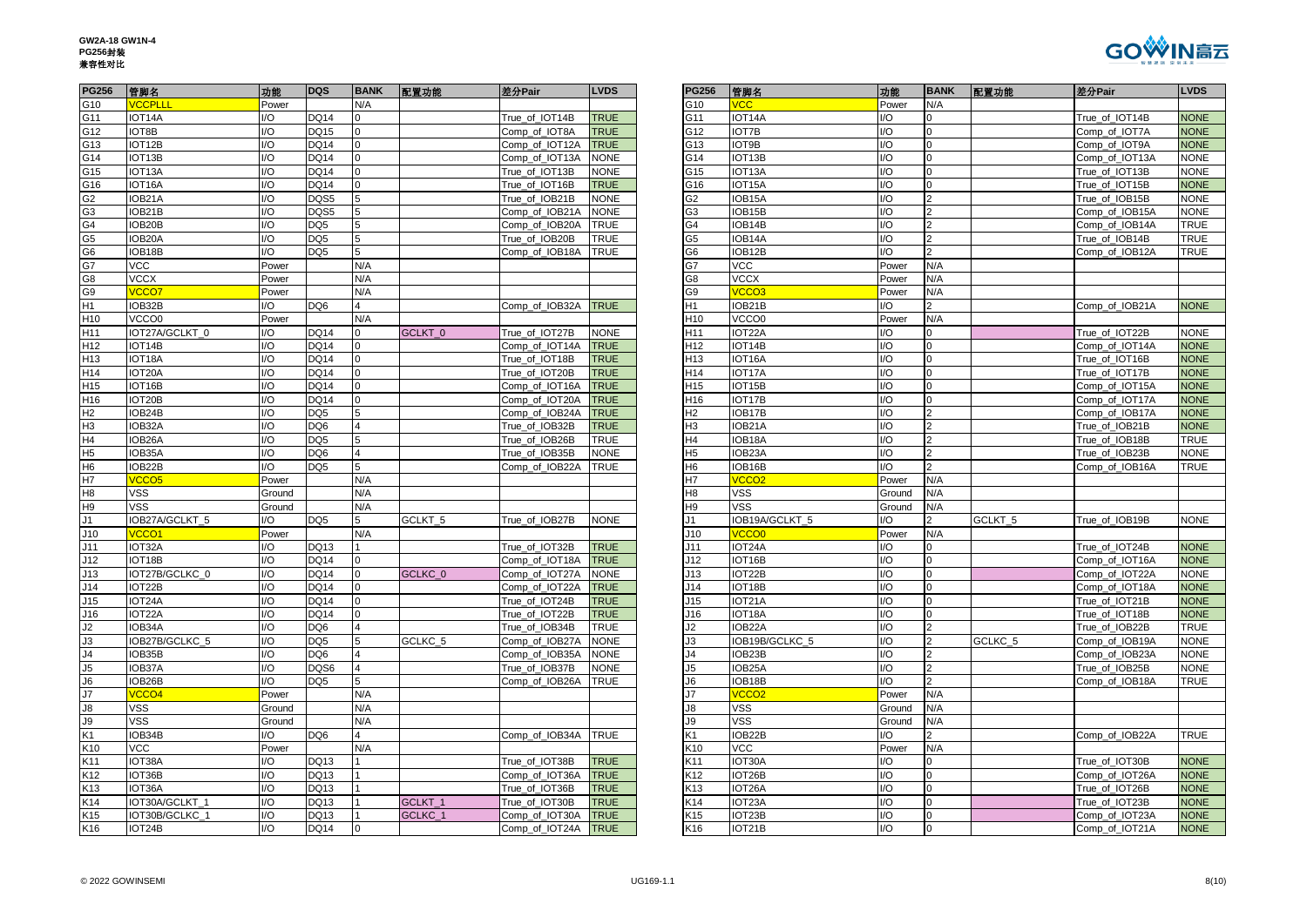**GW2A-18 GW1N-4**
**PG256封装**
**兼容性对比**

| PG256 | 管脚名 | 功能 | DQS | BANK | 配置功能 | 差分Pair | LVDS |
|---|---|---|---|---|---|---|---|
| G10 | VCCPLLL | Power | | N/A | | | |
| G11 | IOT14A | I/O | DQ14 | 0 | | True_of_IOT14B | TRUE |
| G12 | IOT8B | I/O | DQ15 | 0 | | Comp_of_IOT8A | TRUE |
| G13 | IOT12B | I/O | DQ14 | 0 | | Comp_of_IOT12A | TRUE |
| G14 | IOT13B | I/O | DQ14 | 0 | | Comp_of_IOT13A | NONE |
| G15 | IOT13A | I/O | DQ14 | 0 | | True_of_IOT13B | NONE |
| G16 | IOT16A | I/O | DQ14 | 0 | | True_of_IOT16B | TRUE |
| G2 | IOB21A | I/O | DQS5 | 5 | | True_of_IOB21B | NONE |
| G3 | IOB21B | I/O | DQS5 | 5 | | Comp_of_IOB21A | NONE |
| G4 | IOB20B | I/O | DQ5 | 5 | | Comp_of_IOB20A | TRUE |
| G5 | IOB20A | I/O | DQ5 | 5 | | True_of_IOB20B | TRUE |
| G6 | IOB18B | I/O | DQ5 | 5 | | Comp_of_IOB18A | TRUE |
| G7 | VCC | Power | | N/A | | | |
| G8 | VCCX | Power | | N/A | | | |
| G9 | VCCO7 | Power | | N/A | | | |
| H1 | IOB32B | I/O | DQ6 | 4 | | Comp_of_IOB32A | TRUE |
| H10 | VCCO0 | Power | | N/A | | | |
| H11 | IOT27A/GCLKT_0 | I/O | DQ14 | 0 | GCLKT_0 | True_of_IOT27B | NONE |
| H12 | IOT14B | I/O | DQ14 | 0 | | Comp_of_IOT14A | TRUE |
| H13 | IOT18A | I/O | DQ14 | 0 | | True_of_IOT18B | TRUE |
| H14 | IOT20A | I/O | DQ14 | 0 | | True_of_IOT20B | TRUE |
| H15 | IOT16B | I/O | DQ14 | 0 | | Comp_of_IOT16A | TRUE |
| H16 | IOT20B | I/O | DQ14 | 0 | | Comp_of_IOT20A | TRUE |
| H2 | IOB24B | I/O | DQ5 | 5 | | Comp_of_IOB24A | TRUE |
| H3 | IOB32A | I/O | DQ6 | 4 | | True_of_IOB32B | TRUE |
| H4 | IOB26A | I/O | DQ5 | 5 | | True_of_IOB26B | TRUE |
| H5 | IOB35A | I/O | DQ6 | 4 | | True_of_IOB35B | NONE |
| H6 | IOB22B | I/O | DQ5 | 5 | | Comp_of_IOB22A | TRUE |
| H7 | VCCO5 | Power | | N/A | | | |
| H8 | VSS | Ground | | N/A | | | |
| H9 | VSS | Ground | | N/A | | | |
| J1 | IOB27A/GCLKT_5 | I/O | DQ5 | 5 | GCLKT_5 | True_of_IOB27B | NONE |
| J10 | VCCO1 | Power | | N/A | | | |
| J11 | IOT32A | I/O | DQ13 | 1 | | True_of_IOT32B | TRUE |
| J12 | IOT18B | I/O | DQ14 | 0 | | Comp_of_IOT18A | TRUE |
| J13 | IOT27B/GCLKC_0 | I/O | DQ14 | 0 | GCLKC_0 | Comp_of_IOT27A | NONE |
| J14 | IOT22B | I/O | DQ14 | 0 | | Comp_of_IOT22A | TRUE |
| J15 | IOT24A | I/O | DQ14 | 0 | | True_of_IOT24B | TRUE |
| J16 | IOT22A | I/O | DQ14 | 0 | | True_of_IOT22B | TRUE |
| J2 | IOB34A | I/O | DQ6 | 4 | | True_of_IOB34B | TRUE |
| J3 | IOB27B/GCLKC_5 | I/O | DQ5 | 5 | GCLKC_5 | Comp_of_IOB27A | NONE |
| J4 | IOB35B | I/O | DQ6 | 4 | | Comp_of_IOB35A | NONE |
| J5 | IOB37A | I/O | DQS6 | 4 | | True_of_IOB37B | NONE |
| J6 | IOB26B | I/O | DQ5 | 5 | | Comp_of_IOB26A | TRUE |
| J7 | VCCO4 | Power | | N/A | | | |
| J8 | VSS | Ground | | N/A | | | |
| J9 | VSS | Ground | | N/A | | | |
| K1 | IOB34B | I/O | DQ6 | 4 | | Comp_of_IOB34A | TRUE |
| K10 | VCC | Power | | N/A | | | |
| K11 | IOT38A | I/O | DQ13 | 1 | | True_of_IOT38B | TRUE |
| K12 | IOT36B | I/O | DQ13 | 1 | | Comp_of_IOT36A | TRUE |
| K13 | IOT36A | I/O | DQ13 | 1 | | True_of_IOT36B | TRUE |
| K14 | IOT30A/GCLKT_1 | I/O | DQ13 | 1 | GCLKT_1 | True_of_IOT30B | TRUE |
| K15 | IOT30B/GCLKC_1 | I/O | DQ13 | 1 | GCLKC_1 | Comp_of_IOT30A | TRUE |
| K16 | IOT24B | I/O | DQ14 | 0 | | Comp_of_IOT24A | TRUE |

| PG256 | 管脚名 | 功能 | BANK | 配置功能 | 差分Pair | LVDS |
|---|---|---|---|---|---|---|
| G10 | VCC | Power | N/A | | | |
| G11 | IOT14A | I/O | 0 | | True_of_IOT14B | NONE |
| G12 | IOT7B | I/O | 0 | | Comp_of_IOT7A | NONE |
| G13 | IOT9B | I/O | 0 | | Comp_of_IOT9A | NONE |
| G14 | IOT13B | I/O | 0 | | Comp_of_IOT13A | NONE |
| G15 | IOT13A | I/O | 0 | | True_of_IOT13B | NONE |
| G16 | IOT15A | I/O | 0 | | True_of_IOT15B | NONE |
| G2 | IOB15A | I/O | 2 | | True_of_IOB15B | NONE |
| G3 | IOB15B | I/O | 2 | | Comp_of_IOB15A | NONE |
| G4 | IOB14B | I/O | 2 | | Comp_of_IOB14A | TRUE |
| G5 | IOB14A | I/O | 2 | | True_of_IOB14B | TRUE |
| G6 | IOB12B | I/O | 2 | | Comp_of_IOB12A | TRUE |
| G7 | VCC | Power | N/A | | | |
| G8 | VCCX | Power | N/A | | | |
| G9 | VCCO3 | Power | N/A | | | |
| H1 | IOB21B | I/O | 2 | | Comp_of_IOB21A | NONE |
| H10 | VCCO0 | Power | N/A | | | |
| H11 | IOT22A | I/O | 0 | | True_of_IOT22B | NONE |
| H12 | IOT14B | I/O | 0 | | Comp_of_IOT14A | NONE |
| H13 | IOT16A | I/O | 0 | | True_of_IOT16B | NONE |
| H14 | IOT17A | I/O | 0 | | True_of_IOT17B | NONE |
| H15 | IOT15B | I/O | 0 | | Comp_of_IOT15A | NONE |
| H16 | IOT17B | I/O | 0 | | Comp_of_IOT17A | NONE |
| H2 | IOB17B | I/O | 2 | | Comp_of_IOB17A | NONE |
| H3 | IOB21A | I/O | 2 | | True_of_IOB21B | NONE |
| H4 | IOB18A | I/O | 2 | | True_of_IOB18B | TRUE |
| H5 | IOB23A | I/O | 2 | | True_of_IOB23B | NONE |
| H6 | IOB16B | I/O | 2 | | Comp_of_IOB16A | TRUE |
| H7 | VCCO2 | Power | N/A | | | |
| H8 | VSS | Ground | N/A | | | |
| H9 | VSS | Ground | N/A | | | |
| J1 | IOB19A/GCLKT_5 | I/O | 2 | GCLKT_5 | True_of_IOB19B | NONE |
| J10 | VCCO0 | Power | N/A | | | |
| J11 | IOT24A | I/O | 0 | | True_of_IOT24B | NONE |
| J12 | IOT16B | I/O | 0 | | Comp_of_IOT16A | NONE |
| J13 | IOT22B | I/O | 0 | | Comp_of_IOT22A | NONE |
| J14 | IOT18B | I/O | 0 | | Comp_of_IOT18A | NONE |
| J15 | IOT21A | I/O | 0 | | True_of_IOT21B | NONE |
| J16 | IOT18A | I/O | 0 | | True_of_IOT18B | NONE |
| J2 | IOB22A | I/O | 2 | | True_of_IOB22B | TRUE |
| J3 | IOB19B/GCLKC_5 | I/O | 2 | GCLKC_5 | Comp_of_IOB19A | NONE |
| J4 | IOB23B | I/O | 2 | | Comp_of_IOB23A | NONE |
| J5 | IOB25A | I/O | 2 | | True_of_IOB25B | NONE |
| J6 | IOB18B | I/O | 2 | | Comp_of_IOB18A | TRUE |
| J7 | VCCO2 | Power | N/A | | | |
| J8 | VSS | Ground | N/A | | | |
| J9 | VSS | Ground | N/A | | | |
| K1 | IOB22B | I/O | 2 | | Comp_of_IOB22A | TRUE |
| K10 | VCC | Power | N/A | | | |
| K11 | IOT30A | I/O | 0 | | True_of_IOT30B | NONE |
| K12 | IOT26B | I/O | 0 | | Comp_of_IOT26A | NONE |
| K13 | IOT26A | I/O | 0 | | True_of_IOT26B | NONE |
| K14 | IOT23A | I/O | 0 | | True_of_IOT23B | NONE |
| K15 | IOT23B | I/O | 0 | | Comp_of_IOT23A | NONE |
| K16 | IOT21B | I/O | 0 | | Comp_of_IOT21A | NONE |

© 2022 GOWINSEMI UG169-1.1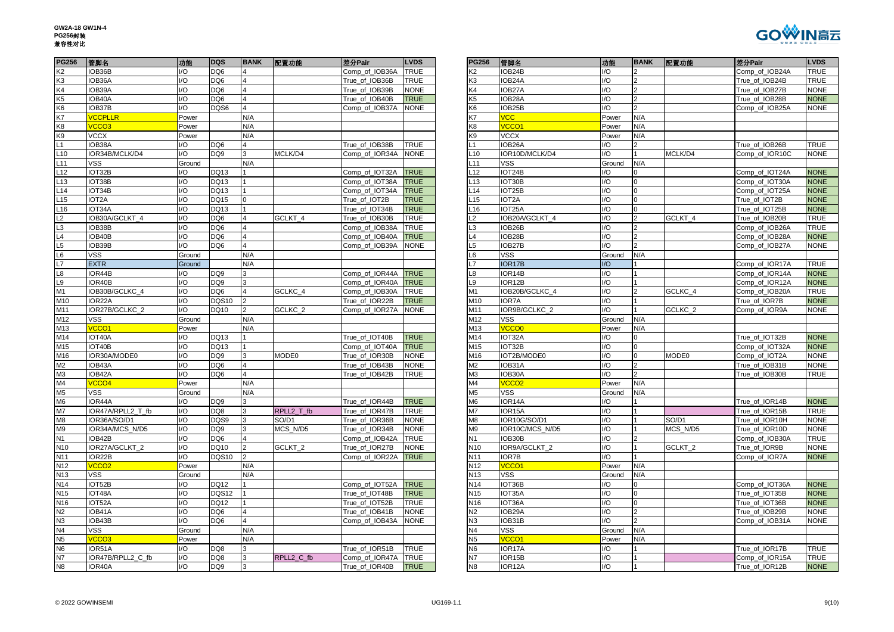**GW2A-18 GW1N-4**
**PG256封装**
**兼容性对比**

| PG256 | 管脚名 | 功能 | DQS | BANK | 配置功能 | 差分Pair | LVDS |
|---|---|---|---|---|---|---|---|
| K2 | IOB36B | I/O | DQ6 | 4 | | Comp_of_IOB36A | TRUE |
| K3 | IOB36A | I/O | DQ6 | 4 | | True_of_IOB36B | TRUE |
| K4 | IOB39A | I/O | DQ6 | 4 | | True_of_IOB39B | NONE |
| K5 | IOB40A | I/O | DQ6 | 4 | | True_of_IOB40B | TRUE |
| K6 | IOB37B | I/O | DQS6 | 4 | | Comp_of_IOB37A | NONE |
| K7 | VCCPLLR | Power | | N/A | | | |
| K8 | VCCO3 | Power | | N/A | | | |
| K9 | VCCX | Power | | N/A | | | |
| L1 | IOB38A | I/O | DQ6 | 4 | | True_of_IOB38B | TRUE |
| L10 | IOR34B/MCLK/D4 | I/O | DQ9 | 3 | MCLK/D4 | Comp_of_IOR34A | NONE |
| L11 | VSS | Ground | | N/A | | | |
| L12 | IOT32B | I/O | DQ13 | 1 | | Comp_of_IOT32A | TRUE |
| L13 | IOT38B | I/O | DQ13 | 1 | | Comp_of_IOT38A | TRUE |
| L14 | IOT34B | I/O | DQ13 | 1 | | Comp_of_IOT34A | TRUE |
| L15 | IOT2A | I/O | DQ15 | 0 | | True_of_IOT2B | TRUE |
| L16 | IOT34A | I/O | DQ13 | 1 | | True_of_IOT34B | TRUE |
| L2 | IOB30A/GCLKT_4 | I/O | DQ6 | 4 | GCLKT_4 | True_of_IOB30B | TRUE |
| L3 | IOB38B | I/O | DQ6 | 4 | | Comp_of_IOB38A | TRUE |
| L4 | IOB40B | I/O | DQ6 | 4 | | Comp_of_IOB40A | TRUE |
| L5 | IOB39B | I/O | DQ6 | 4 | | Comp_of_IOB39A | NONE |
| L6 | VSS | Ground | | N/A | | | |
| L7 | EXTR | Ground | | N/A | | | |
| L8 | IOR44B | I/O | DQ9 | 3 | | Comp_of_IOR44A | TRUE |
| L9 | IOR40B | I/O | DQ9 | 3 | | Comp_of_IOR40A | TRUE |
| M1 | IOB30B/GCLKC_4 | I/O | DQ6 | 4 | GCLKC_4 | Comp_of_IOB30A | TRUE |
| M10 | IOR22A | I/O | DQS10 | 2 | | True_of_IOR22B | TRUE |
| M11 | IOR27B/GCLKC_2 | I/O | DQ10 | 2 | GCLKC_2 | Comp_of_IOR27A | NONE |
| M12 | VSS | Ground | | N/A | | | |
| M13 | VCCO1 | Power | | N/A | | | |
| M14 | IOT40A | I/O | DQ13 | 1 | | True_of_IOT40B | TRUE |
| M15 | IOT40B | I/O | DQ13 | 1 | | Comp_of_IOT40A | TRUE |
| M16 | IOR30A/MODE0 | I/O | DQ9 | 3 | MODE0 | True_of_IOR30B | NONE |
| M2 | IOB43A | I/O | DQ6 | 4 | | True_of_IOB43B | NONE |
| M3 | IOB42A | I/O | DQ6 | 4 | | True_of_IOB42B | TRUE |
| M4 | VCCO4 | Power | | N/A | | | |
| M5 | VSS | Ground | | N/A | | | |
| M6 | IOR44A | I/O | DQ9 | 3 | | True_of_IOR44B | TRUE |
| M7 | IOR47A/RPLL2_T_fb | I/O | DQ8 | 3 | RPLL2_T_fb | True_of_IOR47B | TRUE |
| M8 | IOR36A/SO/D1 | I/O | DQS9 | 3 | SO/D1 | True_of_IOR36B | NONE |
| M9 | IOR34A/MCS_N/D5 | I/O | DQ9 | 3 | MCS_N/D5 | True_of_IOR34B | NONE |
| N1 | IOB42B | I/O | DQ6 | 4 | | Comp_of_IOB42A | TRUE |
| N10 | IOR27A/GCLKT_2 | I/O | DQ10 | 2 | GCLKT_2 | True_of_IOR27B | NONE |
| N11 | IOR22B | I/O | DQS10 | 2 | | Comp_of_IOR22A | TRUE |
| N12 | VCCO2 | Power | | N/A | | | |
| N13 | VSS | Ground | | N/A | | | |
| N14 | IOT52B | I/O | DQ12 | 1 | | Comp_of_IOT52A | TRUE |
| N15 | IOT48A | I/O | DQS12 | 1 | | True_of_IOT48B | TRUE |
| N16 | IOT52A | I/O | DQ12 | 1 | | True_of_IOT52B | TRUE |
| N2 | IOB41A | I/O | DQ6 | 4 | | True_of_IOB41B | NONE |
| N3 | IOB43B | I/O | DQ6 | 4 | | Comp_of_IOB43A | NONE |
| N4 | VSS | Ground | | N/A | | | |
| N5 | VCCO3 | Power | | N/A | | | |
| N6 | IOR51A | I/O | DQ8 | 3 | | True_of_IOR51B | TRUE |
| N7 | IOR47B/RPLL2_C_fb | I/O | DQ8 | 3 | RPLL2_C_fb | Comp_of_IOR47A | TRUE |
| N8 | IOR40A | I/O | DQ9 | 3 | | True_of_IOR40B | TRUE |

| PG256 | 管脚名 | 功能 | BANK | 配置功能 | 差分Pair | LVDS |
|---|---|---|---|---|---|---|
| K2 | IOB24B | I/O | 2 | | Comp_of_IOB24A | TRUE |
| K3 | IOB24A | I/O | 2 | | True_of_IOB24B | TRUE |
| K4 | IOB27A | I/O | 2 | | True_of_IOB27B | NONE |
| K5 | IOB28A | I/O | 2 | | True_of_IOB28B | NONE |
| K6 | IOB25B | I/O | 2 | | Comp_of_IOB25A | NONE |
| K7 | VCC | Power | N/A | | | |
| K8 | VCCO1 | Power | N/A | | | |
| K9 | VCCX | Power | N/A | | | |
| L1 | IOB26A | I/O | 2 | | True_of_IOB26B | TRUE |
| L10 | IOR10D/MCLK/D4 | I/O | 1 | MCLK/D4 | Comp_of_IOR10C | NONE |
| L11 | VSS | Ground | N/A | | | |
| L12 | IOT24B | I/O | 0 | | Comp_of_IOT24A | NONE |
| L13 | IOT30B | I/O | 0 | | Comp_of_IOT30A | NONE |
| L14 | IOT25B | I/O | 0 | | Comp_of_IOT25A | NONE |
| L15 | IOT2A | I/O | 0 | | True_of_IOT2B | NONE |
| L16 | IOT25A | I/O | 0 | | True_of_IOT25B | NONE |
| L2 | IOB20A/GCLKT_4 | I/O | 2 | GCLKT_4 | True_of_IOB20B | TRUE |
| L3 | IOB26B | I/O | 2 | | Comp_of_IOB26A | TRUE |
| L4 | IOB28B | I/O | 2 | | Comp_of_IOB28A | NONE |
| L5 | IOB27B | I/O | 2 | | Comp_of_IOB27A | NONE |
| L6 | VSS | Ground | N/A | | | |
| L7 | IOR17B | I/O | 1 | | Comp_of_IOR17A | TRUE |
| L8 | IOR14B | I/O | 1 | | Comp_of_IOR14A | NONE |
| L9 | IOR12B | I/O | 1 | | Comp_of_IOR12A | NONE |
| M1 | IOB20B/GCLKC_4 | I/O | 2 | GCLKC_4 | Comp_of_IOB20A | TRUE |
| M10 | IOR7A | I/O | 1 | | True_of_IOR7B | NONE |
| M11 | IOR9B/GCLKC_2 | I/O | 1 | GCLKC_2 | Comp_of_IOR9A | NONE |
| M12 | VSS | Ground | N/A | | | |
| M13 | VCCO0 | Power | N/A | | | |
| M14 | IOT32A | I/O | 0 | | True_of_IOT32B | NONE |
| M15 | IOT32B | I/O | 0 | | Comp_of_IOT32A | NONE |
| M16 | IOT2B/MODE0 | I/O | 0 | MODE0 | Comp_of_IOT2A | NONE |
| M2 | IOB31A | I/O | 2 | | True_of_IOB31B | NONE |
| M3 | IOB30A | I/O | 2 | | True_of_IOB30B | TRUE |
| M4 | VCCO2 | Power | N/A | | | |
| M5 | VSS | Ground | N/A | | | |
| M6 | IOR14A | I/O | 1 | | True_of_IOR14B | NONE |
| M7 | IOR15A | I/O | 1 | | True_of_IOR15B | TRUE |
| M8 | IOR10G/SO/D1 | I/O | 1 | SO/D1 | True_of_IOR10H | NONE |
| M9 | IOR10C/MCS_N/D5 | I/O | 1 | MCS_N/D5 | True_of_IOR10D | NONE |
| N1 | IOB30B | I/O | 2 | | Comp_of_IOB30A | TRUE |
| N10 | IOR9A/GCLKT_2 | I/O | 1 | GCLKT_2 | True_of_IOR9B | NONE |
| N11 | IOR7B | I/O | 1 | | Comp_of_IOR7A | NONE |
| N12 | VCCO1 | Power | N/A | | | |
| N13 | VSS | Ground | N/A | | | |
| N14 | IOT36B | I/O | 0 | | Comp_of_IOT36A | NONE |
| N15 | IOT35A | I/O | 0 | | True_of_IOT35B | NONE |
| N16 | IOT36A | I/O | 0 | | True_of_IOT36B | NONE |
| N2 | IOB29A | I/O | 2 | | True_of_IOB29B | NONE |
| N3 | IOB31B | I/O | 2 | | Comp_of_IOB31A | NONE |
| N4 | VSS | Ground | N/A | | | |
| N5 | VCCO1 | Power | N/A | | | |
| N6 | IOR17A | I/O | 1 | | True_of_IOR17B | TRUE |
| N7 | IOR15B | I/O | 1 | | Comp_of_IOR15A | TRUE |
| N8 | IOR12A | I/O | 1 | | True_of_IOR12B | NONE |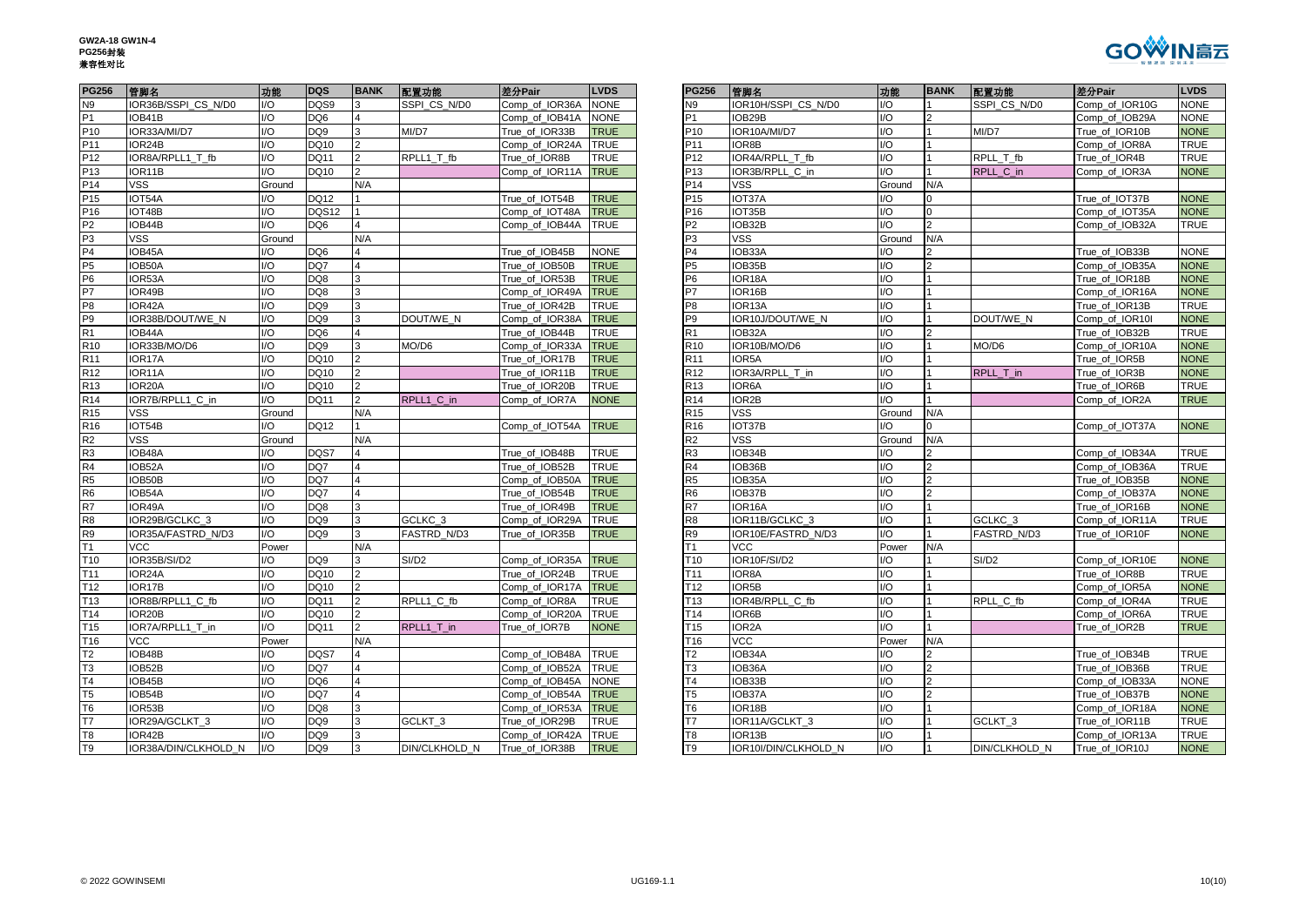GW2A-18 GW1N-4
PG256封装
兼容性对比

| PG256 | 管脚名 | 功能 | DQS | BANK | 配置功能 | 差分Pair | LVDS |
|---|---|---|---|---|---|---|---|
| N9 | IOR36B/SSPI_CS_N/D0 | I/O | DQS9 | 3 | SSPI_CS_N/D0 | Comp_of_IOR36A | NONE |
| P1 | IOB41B | I/O | DQ6 | 4 | | Comp_of_IOB41A | NONE |
| P10 | IOR33A/MI/D7 | I/O | DQ9 | 3 | MI/D7 | True_of_IOR33B | TRUE |
| P11 | IOR24B | I/O | DQ10 | 2 | | Comp_of_IOR24A | TRUE |
| P12 | IOR8A/RPLL1_T_fb | I/O | DQ11 | 2 | RPLL1_T_fb | True_of_IOR8B | TRUE |
| P13 | IOR11B | I/O | DQ10 | 2 | | Comp_of_IOR11A | TRUE |
| P14 | VSS | Ground | | N/A | | | |
| P15 | IOT54A | I/O | DQ12 | 1 | | True_of_IOT54B | TRUE |
| P16 | IOT48B | I/O | DQS12 | 1 | | Comp_of_IOT48A | TRUE |
| P2 | IOB44B | I/O | DQ6 | 4 | | Comp_of_IOB44A | TRUE |
| P3 | VSS | Ground | | N/A | | | |
| P4 | IOB45A | I/O | DQ6 | 4 | | True_of_IOB45B | NONE |
| P5 | IOB50A | I/O | DQ7 | 4 | | True_of_IOB50B | TRUE |
| P6 | IOR53A | I/O | DQ8 | 3 | | True_of_IOR53B | TRUE |
| P7 | IOR49B | I/O | DQ8 | 3 | | Comp_of_IOR49A | TRUE |
| P8 | IOR42A | I/O | DQ9 | 3 | | True_of_IOR42B | TRUE |
| P9 | IOR38B/DOUT/WE_N | I/O | DQ9 | 3 | DOUT/WE_N | Comp_of_IOR38A | TRUE |
| R1 | IOB44A | I/O | DQ6 | 4 | | True_of_IOB44B | TRUE |
| R10 | IOR33B/MO/D6 | I/O | DQ9 | 3 | MO/D6 | Comp_of_IOR33A | TRUE |
| R11 | IOR17A | I/O | DQ10 | 2 | | True_of_IOR17B | TRUE |
| R12 | IOR11A | I/O | DQ10 | 2 | | True_of_IOR11B | TRUE |
| R13 | IOR20A | I/O | DQ10 | 2 | | True_of_IOR20B | TRUE |
| R14 | IOR7B/RPLL1_C_in | I/O | DQ11 | 2 | RPLL1_C_in | Comp_of_IOR7A | NONE |
| R15 | VSS | Ground | | N/A | | | |
| R16 | IOT54B | I/O | DQ12 | 1 | | Comp_of_IOT54A | TRUE |
| R2 | VSS | Ground | | N/A | | | |
| R3 | IOB48A | I/O | DQS7 | 4 | | True_of_IOB48B | TRUE |
| R4 | IOB52A | I/O | DQ7 | 4 | | True_of_IOB52B | TRUE |
| R5 | IOB50B | I/O | DQ7 | 4 | | Comp_of_IOB50A | TRUE |
| R6 | IOB54A | I/O | DQ7 | 4 | | True_of_IOB54B | TRUE |
| R7 | IOR49A | I/O | DQ8 | 3 | | True_of_IOR49B | TRUE |
| R8 | IOR29B/GCLKC_3 | I/O | DQ9 | 3 | GCLKC_3 | Comp_of_IOR29A | TRUE |
| R9 | IOR35A/FASTRD_N/D3 | I/O | DQ9 | 3 | FASTRD_N/D3 | True_of_IOR35B | TRUE |
| T1 | VCC | Power | | N/A | | | |
| T10 | IOR35B/SI/D2 | I/O | DQ9 | 3 | SI/D2 | Comp_of_IOR35A | TRUE |
| T11 | IOR24A | I/O | DQ10 | 2 | | True_of_IOR24B | TRUE |
| T12 | IOR17B | I/O | DQ10 | 2 | | Comp_of_IOR17A | TRUE |
| T13 | IOR8B/RPLL1_C_fb | I/O | DQ11 | 2 | RPLL1_C_fb | Comp_of_IOR8A | TRUE |
| T14 | IOR20B | I/O | DQ10 | 2 | | Comp_of_IOR20A | TRUE |
| T15 | IOR7A/RPLL1_T_in | I/O | DQ11 | 2 | RPLL1_T_in | True_of_IOR7B | NONE |
| T16 | VCC | Power | | N/A | | | |
| T2 | IOB48B | I/O | DQS7 | 4 | | Comp_of_IOB48A | TRUE |
| T3 | IOB52B | I/O | DQ7 | 4 | | Comp_of_IOB52A | TRUE |
| T4 | IOB45B | I/O | DQ6 | 4 | | Comp_of_IOB45A | NONE |
| T5 | IOB54B | I/O | DQ7 | 4 | | Comp_of_IOB54A | TRUE |
| T6 | IOR53B | I/O | DQ8 | 3 | | Comp_of_IOR53A | TRUE |
| T7 | IOR29A/GCLKT_3 | I/O | DQ9 | 3 | GCLKT_3 | True_of_IOR29B | TRUE |
| T8 | IOR42B | I/O | DQ9 | 3 | | Comp_of_IOR42A | TRUE |
| T9 | IOR38A/DIN/CLKHOLD_N | I/O | DQ9 | 3 | DIN/CLKHOLD_N | True_of_IOR38B | TRUE |

| PG256 | 管脚名 | 功能 | BANK | 配置功能 | 差分Pair | LVDS |
|---|---|---|---|---|---|---|
| N9 | IOR10H/SSPI_CS_N/D0 | I/O | 1 | SSPI_CS_N/D0 | Comp_of_IOR10G | NONE |
| P1 | IOB29B | I/O | 2 | | Comp_of_IOB29A | NONE |
| P10 | IOR10A/MI/D7 | I/O | 1 | MI/D7 | True_of_IOR10B | NONE |
| P11 | IOR8B | I/O | 1 | | Comp_of_IOR8A | TRUE |
| P12 | IOR4A/RPLL_T_fb | I/O | 1 | RPLL_T_fb | True_of_IOR4B | TRUE |
| P13 | IOR3B/RPLL_C_in | I/O | 1 | RPLL_C_in | Comp_of_IOR3A | NONE |
| P14 | VSS | Ground | N/A | | | |
| P15 | IOT37A | I/O | 0 | | True_of_IOT37B | NONE |
| P16 | IOT35B | I/O | 0 | | Comp_of_IOT35A | NONE |
| P2 | IOB32B | I/O | 2 | | Comp_of_IOB32A | TRUE |
| P3 | VSS | Ground | N/A | | | |
| P4 | IOB33A | I/O | 2 | | True_of_IOB33B | NONE |
| P5 | IOB35B | I/O | 2 | | Comp_of_IOB35A | NONE |
| P6 | IOR18A | I/O | 1 | | True_of_IOR18B | NONE |
| P7 | IOR16B | I/O | 1 | | Comp_of_IOR16A | NONE |
| P8 | IOR13A | I/O | 1 | | True_of_IOR13B | TRUE |
| P9 | IOR10J/DOUT/WE_N | I/O | 1 | DOUT/WE_N | Comp_of_IOR10I | NONE |
| R1 | IOB32A | I/O | 2 | | True_of_IOB32B | TRUE |
| R10 | IOR10B/MO/D6 | I/O | 1 | MO/D6 | Comp_of_IOR10A | NONE |
| R11 | IOR5A | I/O | 1 | | True_of_IOR5B | NONE |
| R12 | IOR3A/RPLL_T_in | I/O | 1 | RPLL_T_in | True_of_IOR3B | NONE |
| R13 | IOR6A | I/O | 1 | | True_of_IOR6B | TRUE |
| R14 | IOR2B | I/O | 1 | | Comp_of_IOR2A | TRUE |
| R15 | VSS | Ground | N/A | | | |
| R16 | IOT37B | I/O | 0 | | Comp_of_IOT37A | NONE |
| R2 | VSS | Ground | N/A | | | |
| R3 | IOB34B | I/O | 2 | | Comp_of_IOB34A | TRUE |
| R4 | IOB36B | I/O | 2 | | Comp_of_IOB36A | TRUE |
| R5 | IOB35A | I/O | 2 | | True_of_IOB35B | NONE |
| R6 | IOB37B | I/O | 2 | | Comp_of_IOB37A | NONE |
| R7 | IOR16A | I/O | 1 | | True_of_IOR16B | NONE |
| R8 | IOR11B/GCLKC_3 | I/O | 1 | GCLKC_3 | Comp_of_IOR11A | TRUE |
| R9 | IOR10E/FASTRD_N/D3 | I/O | 1 | FASTRD_N/D3 | True_of_IOR10F | NONE |
| T1 | VCC | Power | N/A | | | |
| T10 | IOR10F/SI/D2 | I/O | 1 | SI/D2 | Comp_of_IOR10E | NONE |
| T11 | IOR8A | I/O | 1 | | True_of_IOR8B | TRUE |
| T12 | IOR5B | I/O | 1 | | Comp_of_IOR5A | NONE |
| T13 | IOR4B/RPLL_C_fb | I/O | 1 | RPLL_C_fb | Comp_of_IOR4A | TRUE |
| T14 | IOR6B | I/O | 1 | | Comp_of_IOR6A | TRUE |
| T15 | IOR2A | I/O | 1 | | True_of_IOR2B | TRUE |
| T16 | VCC | Power | N/A | | | |
| T2 | IOB34A | I/O | 2 | | True_of_IOB34B | TRUE |
| T3 | IOB36A | I/O | 2 | | True_of_IOB36B | TRUE |
| T4 | IOB33B | I/O | 2 | | Comp_of_IOB33A | NONE |
| T5 | IOB37A | I/O | 2 | | True_of_IOB37B | NONE |
| T6 | IOR18B | I/O | 1 | | Comp_of_IOR18A | NONE |
| T7 | IOR11A/GCLKT_3 | I/O | 1 | GCLKT_3 | True_of_IOR11B | TRUE |
| T8 | IOR13B | I/O | 1 | | Comp_of_IOR13A | TRUE |
| T9 | IOR10I/DIN/CLKHOLD_N | I/O | 1 | DIN/CLKHOLD_N | True_of_IOR10J | NONE |